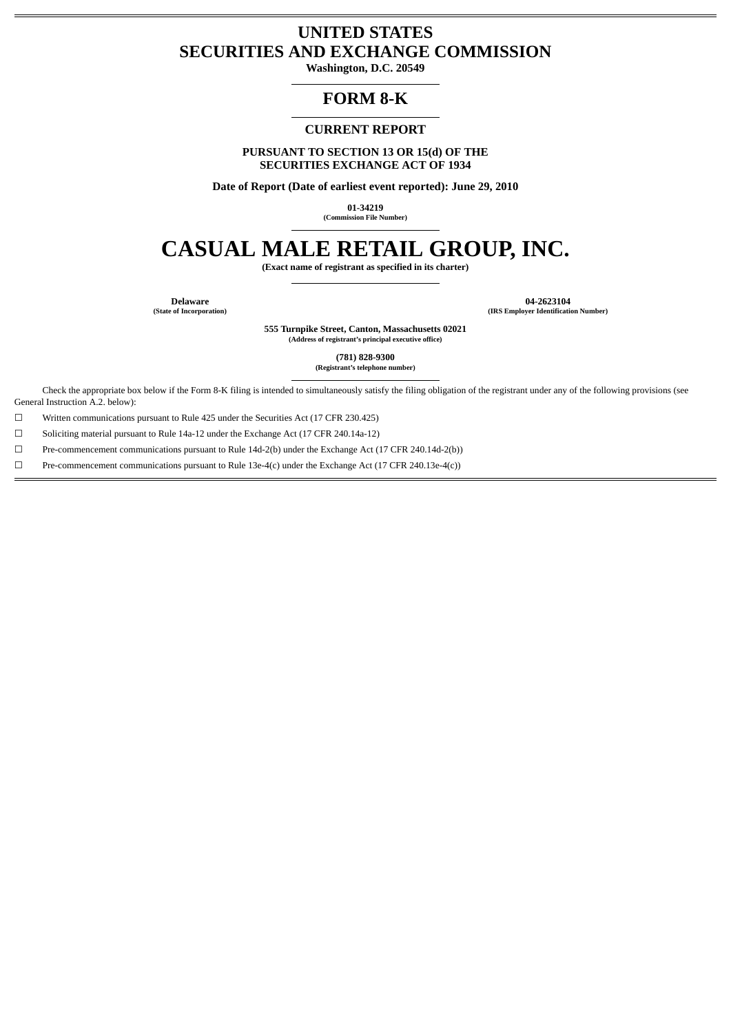# UNITED STATES
# SECURITIES AND EXCHANGE COMMISSION

**Washington, D.C. 20549**

## FORM 8-K

### CURRENT REPORT

**PURSUANT TO SECTION 13 OR 15(d) OF THE SECURITIES EXCHANGE ACT OF 1934**

**Date of Report (Date of earliest event reported): June 29, 2010**

**01-34219**
(Commission File Number)

# CASUAL MALE RETAIL GROUP, INC.

(Exact name of registrant as specified in its charter)

| **Delaware** | **04-2623104** |
|---|---|
| (State of Incorporation) | (IRS Employer Identification Number) |

**555 Turnpike Street, Canton, Massachusetts 02021**
(Address of registrant's principal executive office)

**(781) 828-9300**
(Registrant's telephone number)

Check the appropriate box below if the Form 8-K filing is intended to simultaneously satisfy the filing obligation of the registrant under any of the following provisions (see General Instruction A.2. below):

☐ Written communications pursuant to Rule 425 under the Securities Act (17 CFR 230.425)

☐ Soliciting material pursuant to Rule 14a-12 under the Exchange Act (17 CFR 240.14a-12)

☐ Pre-commencement communications pursuant to Rule 14d-2(b) under the Exchange Act (17 CFR 240.14d-2(b))

☐ Pre-commencement communications pursuant to Rule 13e-4(c) under the Exchange Act (17 CFR 240.13e-4(c))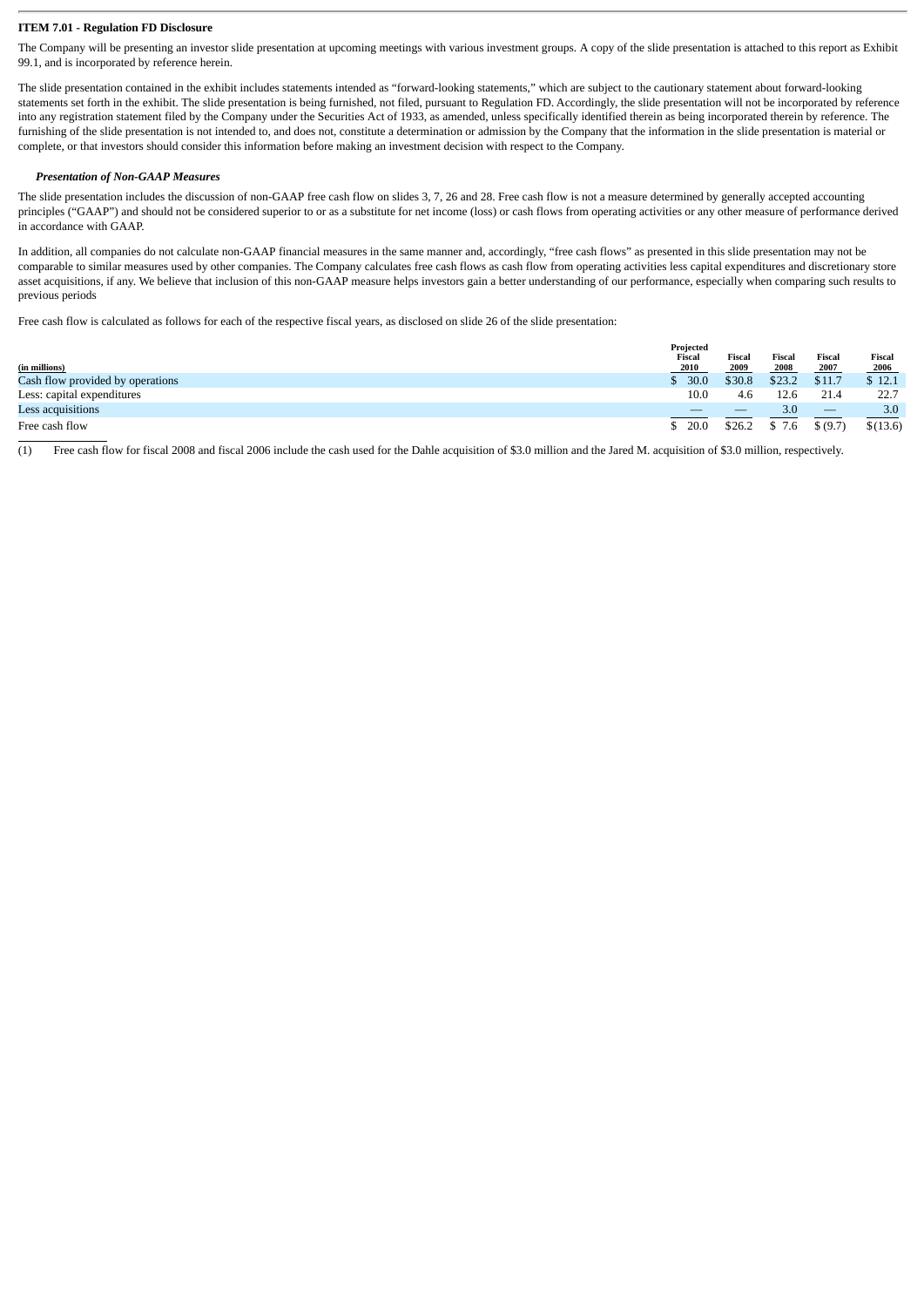**ITEM 7.01 - Regulation FD Disclosure**

The Company will be presenting an investor slide presentation at upcoming meetings with various investment groups. A copy of the slide presentation is attached to this report as Exhibit 99.1, and is incorporated by reference herein.

The slide presentation contained in the exhibit includes statements intended as "forward-looking statements," which are subject to the cautionary statement about forward-looking statements set forth in the exhibit. The slide presentation is being furnished, not filed, pursuant to Regulation FD. Accordingly, the slide presentation will not be incorporated by reference into any registration statement filed by the Company under the Securities Act of 1933, as amended, unless specifically identified therein as being incorporated therein by reference. The furnishing of the slide presentation is not intended to, and does not, constitute a determination or admission by the Company that the information in the slide presentation is material or complete, or that investors should consider this information before making an investment decision with respect to the Company.

***Presentation of Non-GAAP Measures***

The slide presentation includes the discussion of non-GAAP free cash flow on slides 3, 7, 26 and 28. Free cash flow is not a measure determined by generally accepted accounting principles ("GAAP") and should not be considered superior to or as a substitute for net income (loss) or cash flows from operating activities or any other measure of performance derived in accordance with GAAP.

In addition, all companies do not calculate non-GAAP financial measures in the same manner and, accordingly, "free cash flows" as presented in this slide presentation may not be comparable to similar measures used by other companies. The Company calculates free cash flows as cash flow from operating activities less capital expenditures and discretionary store asset acquisitions, if any. We believe that inclusion of this non-GAAP measure helps investors gain a better understanding of our performance, especially when comparing such results to previous periods

Free cash flow is calculated as follows for each of the respective fiscal years, as disclosed on slide 26 of the slide presentation:

| (in millions) | Projected Fiscal 2010 | Fiscal 2009 | Fiscal 2008 | Fiscal 2007 | Fiscal 2006 |
|---|---|---|---|---|---|
| Cash flow provided by operations | $ 30.0 | $30.8 | $23.2 | $11.7 | $ 12.1 |
| Less: capital expenditures | 10.0 | 4.6 | 12.6 | 21.4 | 22.7 |
| Less acquisitions | — | — | 3.0 | — | 3.0 |
| Free cash flow | $ 20.0 | $26.2 | $ 7.6 | $ (9.7) | $(13.6) |

(1) Free cash flow for fiscal 2008 and fiscal 2006 include the cash used for the Dahle acquisition of $3.0 million and the Jared M. acquisition of $3.0 million, respectively.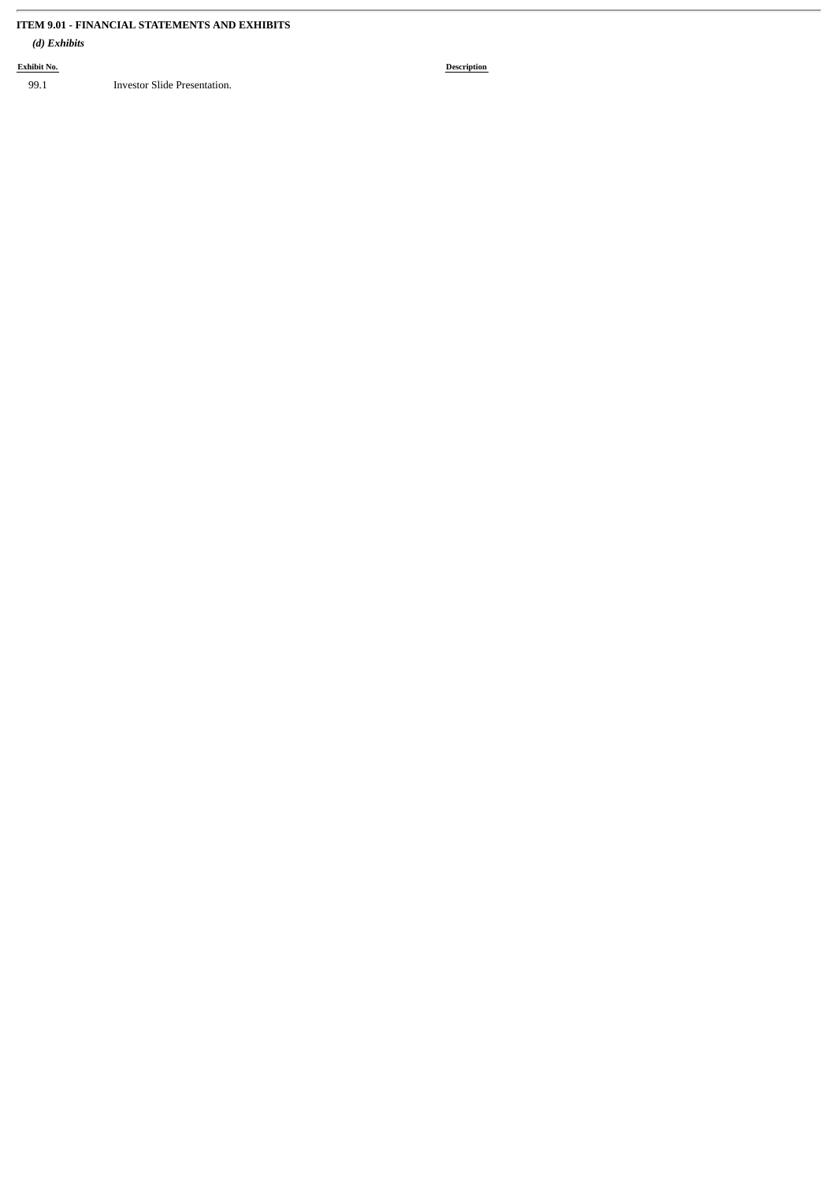**ITEM 9.01 - FINANCIAL STATEMENTS AND EXHIBITS**

***(d) Exhibits***

| Exhibit No. | Description |
|---|---|
| 99.1 | Investor Slide Presentation. |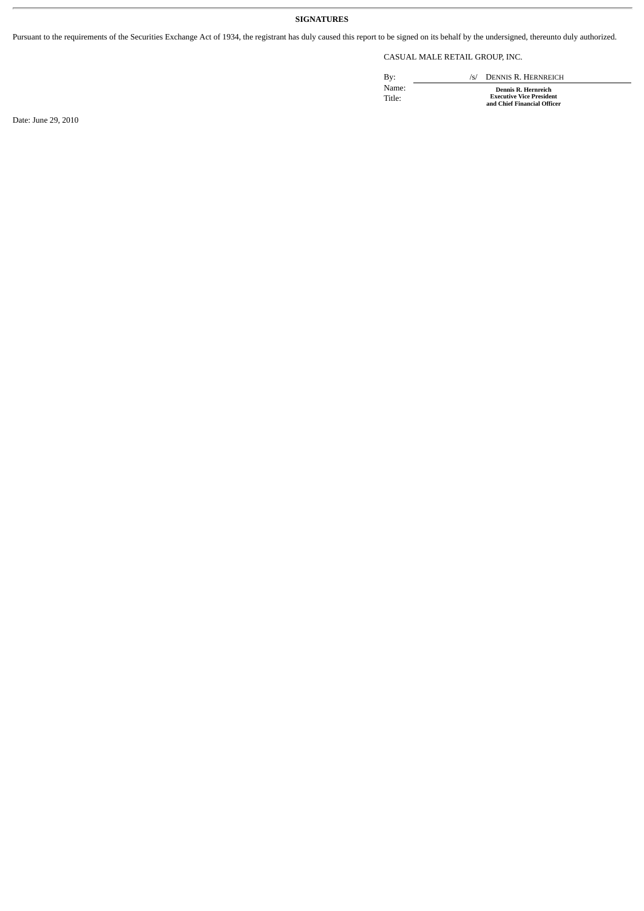**SIGNATURES**

Pursuant to the requirements of the Securities Exchange Act of 1934, the registrant has duly caused this report to be signed on its behalf by the undersigned, thereunto duly authorized.

CASUAL MALE RETAIL GROUP, INC.

| | |
|---|---|
| By: | /s/ DENNIS R. HERNREICH |
| Name: | **Dennis R. Hernreich** |
| Title: | **Executive Vice President and Chief Financial Officer** |

Date: June 29, 2010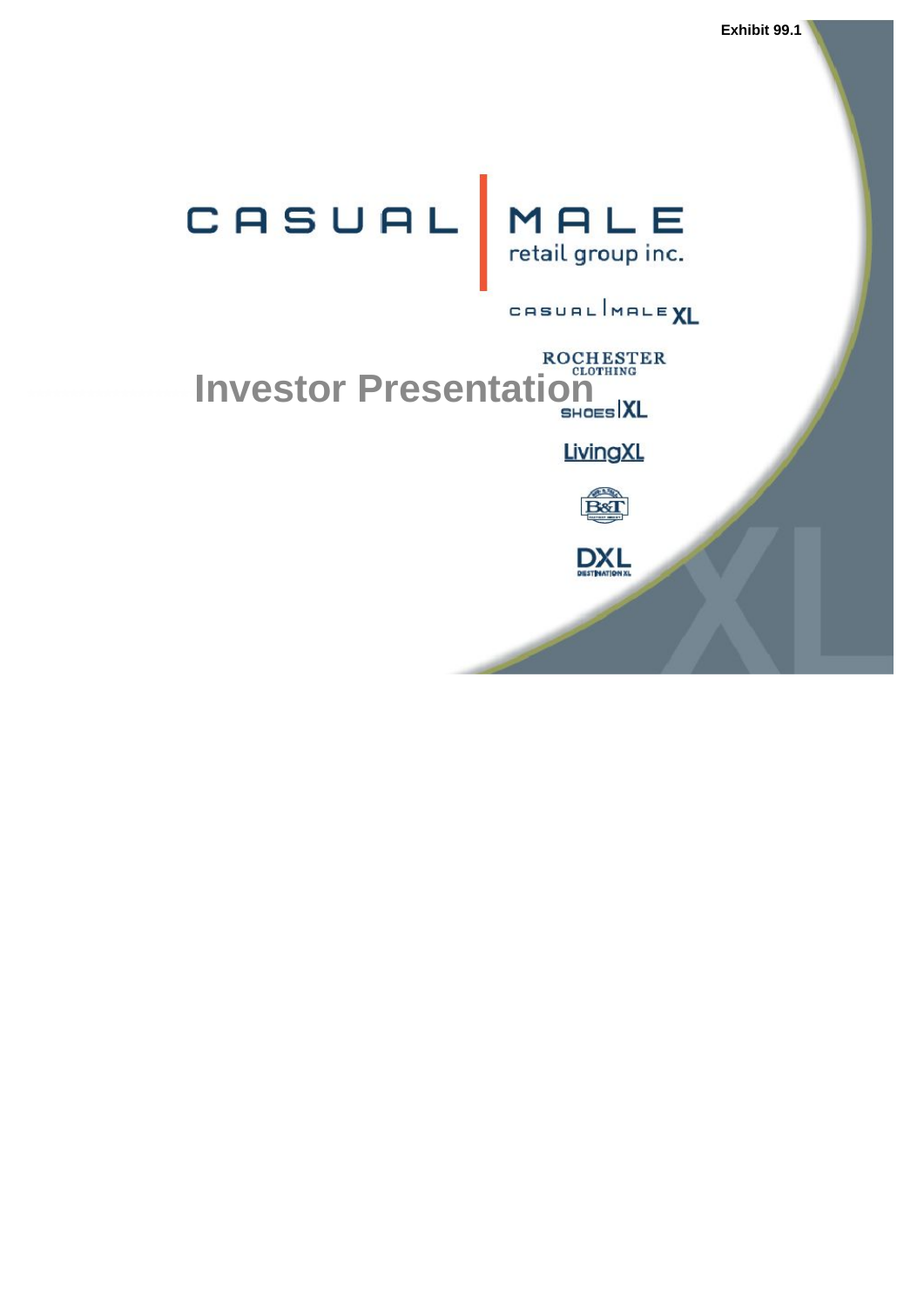Exhibit 99.1

# CASUAL MALE retail group inc.

CASUAL MALE XL

ROCHESTER CLOTHING

SHOES XL

LivingXL

B&T

DXL DESTINATION XL

## Investor Presentation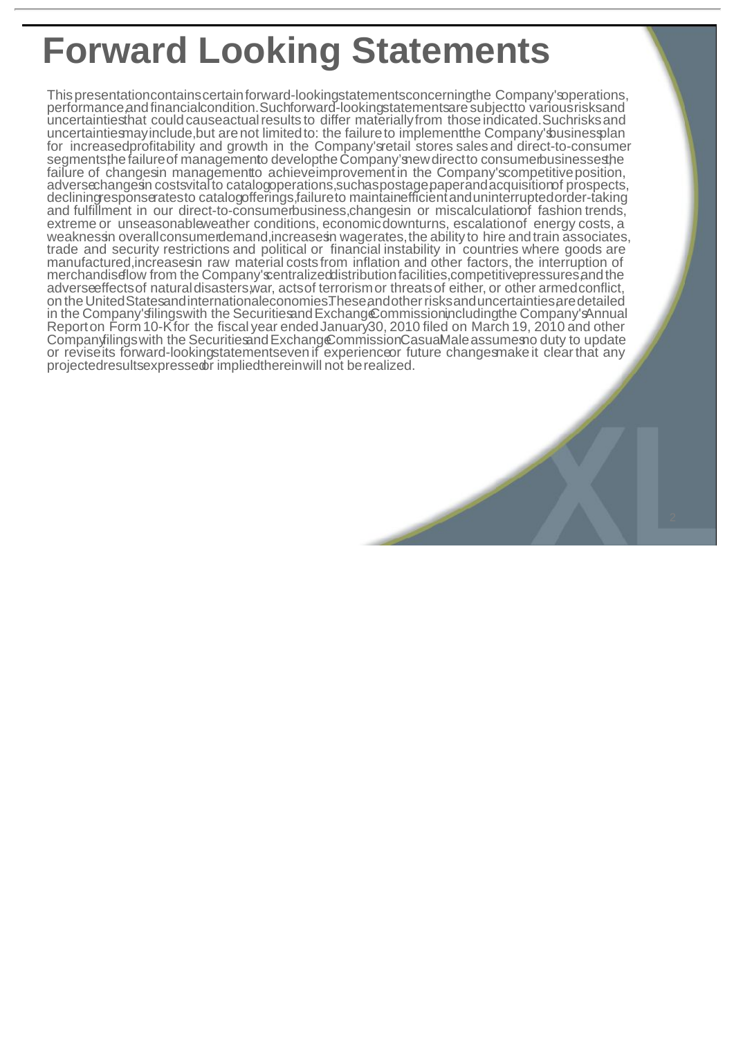# Forward Looking Statements

This presentation contains certain forward-looking statements concerning the Company's operations, performance, and financial condition. Such forward-looking statements are subject to various risks and uncertainties that could cause actual results to differ materially from those indicated. Such risks and uncertainties may include, but are not limited to: the failure to implement the Company's business plan for increased profitability and growth in the Company's retail stores sales and direct-to-consumer segments, the failure of management to develop the Company's new direct to consumer businesses, the failure of changes in management to achieve improvement in the Company's competitive position, adverse changes in costs vital to catalog operations, such as postage, paper and acquisition of prospects, declining response rates to catalog offerings, failure to maintain efficient and uninterrupted order-taking and fulfillment in our direct-to-consumer business, changes in or miscalculation of fashion trends, extreme or unseasonable weather conditions, economic downturns, escalation of energy costs, a weakness in overall consumer demand, increases in wage rates, the ability to hire and train associates, trade and security restrictions and political or financial instability in countries where goods are manufactured, increases in raw material costs from inflation and other factors, the interruption of merchandise flow from the Company's centralized distribution facilities, competitive pressures, and the adverse effects of natural disasters, war, acts of terrorism or threats of either, or other armed conflict, on the United States and international economies. These and other risks and uncertainties, are detailed in the Company's filings with the Securities and Exchange Commission, including the Company's Annual Report on Form 10-K for the fiscal year ended January 30, 2010 filed on March 19, 2010 and other Company filings with the Securities and Exchange Commission. Casual Male assumes no duty to update or revise its forward-looking statements even if experience or future changes make it clear that any projected results expressed or implied therein will not be realized.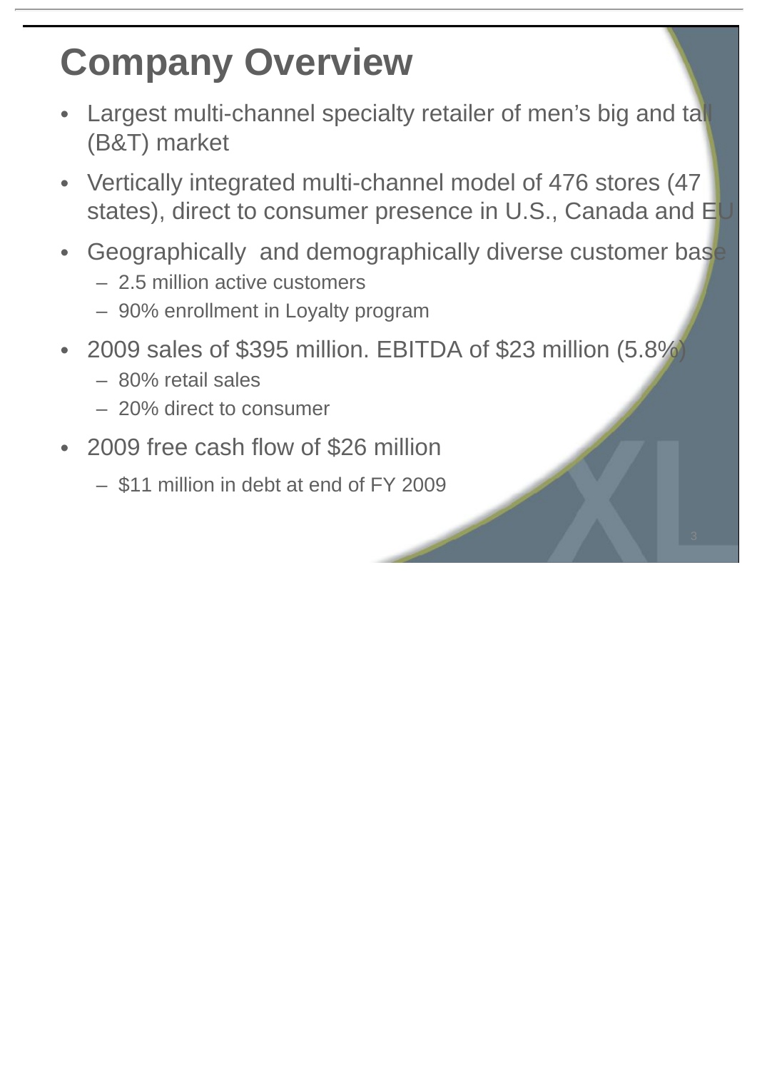# Company Overview

- Largest multi-channel specialty retailer of men's big and tall (B&T) market
- Vertically integrated multi-channel model of 476 stores (47 states), direct to consumer presence in U.S., Canada and EU
- Geographically and demographically diverse customer base
  - 2.5 million active customers
  - 90% enrollment in Loyalty program
- 2009 sales of $395 million. EBITDA of $23 million (5.8%)
  - 80% retail sales
  - 20% direct to consumer
- 2009 free cash flow of $26 million
  - $11 million in debt at end of FY 2009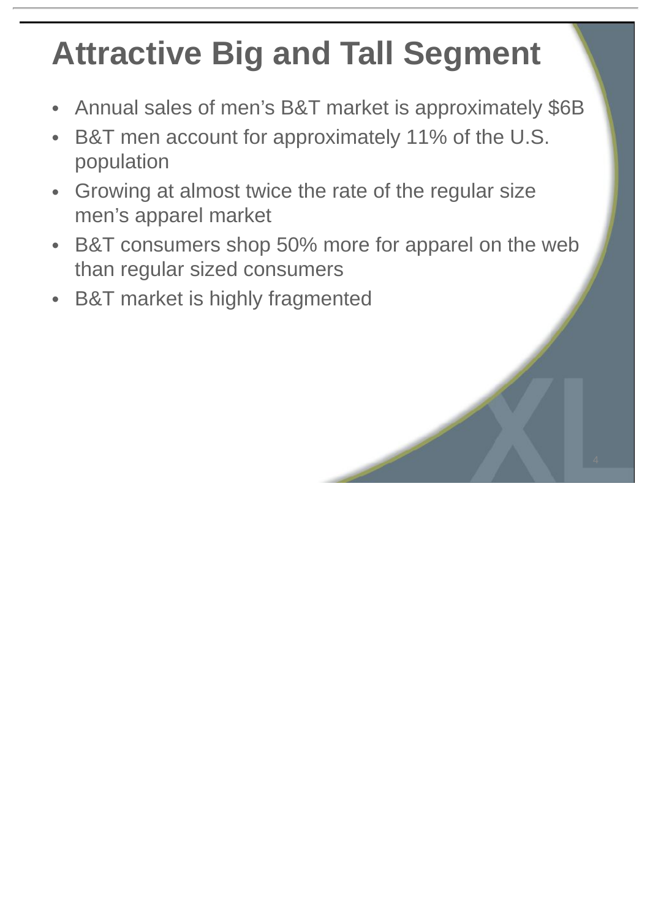# Attractive Big and Tall Segment

- Annual sales of men's B&T market is approximately $6B
- B&T men account for approximately 11% of the U.S. population
- Growing at almost twice the rate of the regular size men's apparel market
- B&T consumers shop 50% more for apparel on the web than regular sized consumers
- B&T market is highly fragmented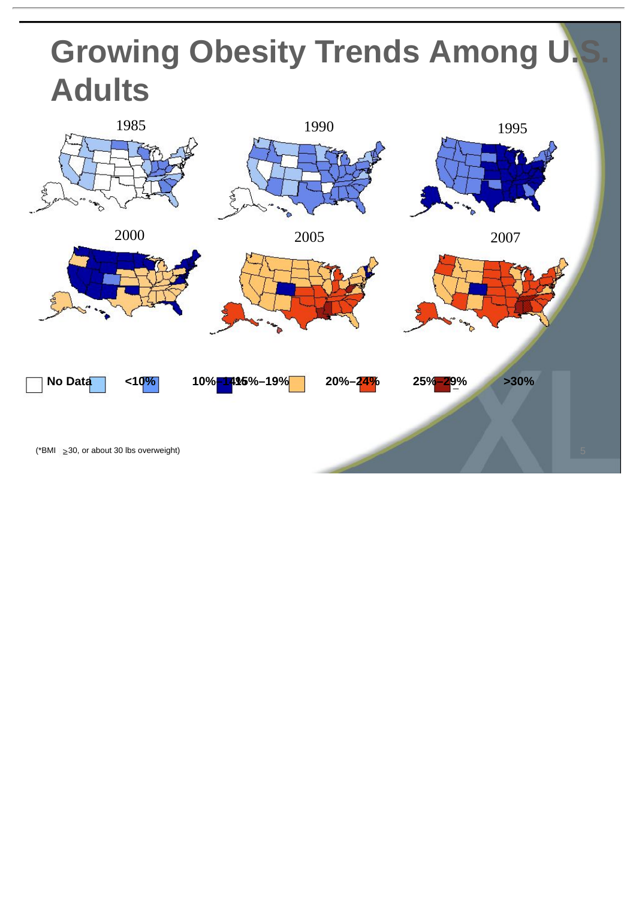# Growing Obesity Trends Among U.S. Adults

1985 | 1990 | 1995

2000 | 2005 | 2007

No Data | <10% | 10%–14% | 15%–19% | 20%–24% | 25%–29% | >30%

(*BMI ≥30, or about 30 lbs overweight)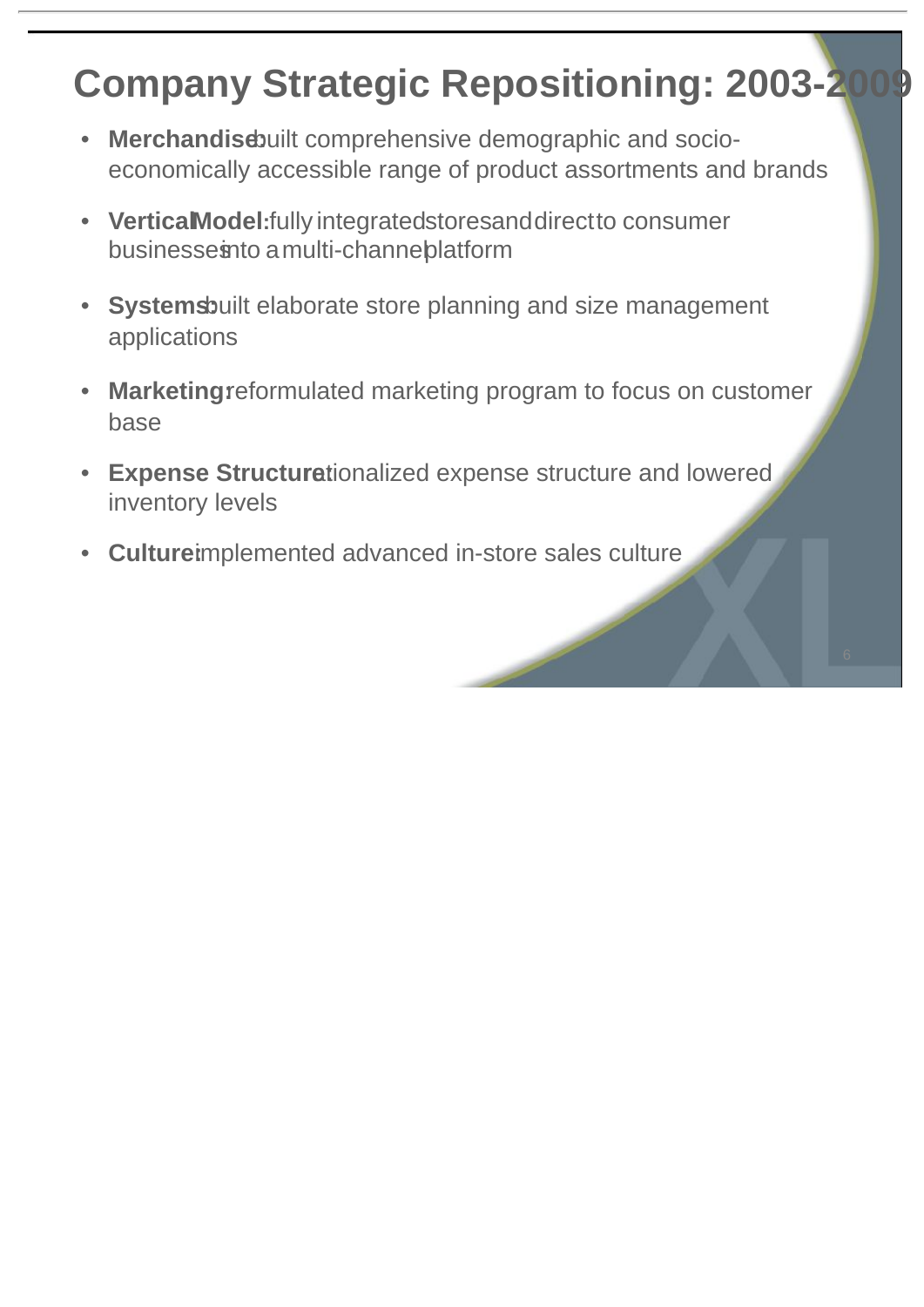# Company Strategic Repositioning: 2003-2009

- **Merchandise:** built comprehensive demographic and socio-economically accessible range of product assortments and brands
- **Vertical Model:** fully integrated stores and direct to consumer businesses into a multi-channel platform
- **Systems:** built elaborate store planning and size management applications
- **Marketing:** reformulated marketing program to focus on customer base
- **Expense Structure:** rationalized expense structure and lowered inventory levels
- **Culture:** implemented advanced in-store sales culture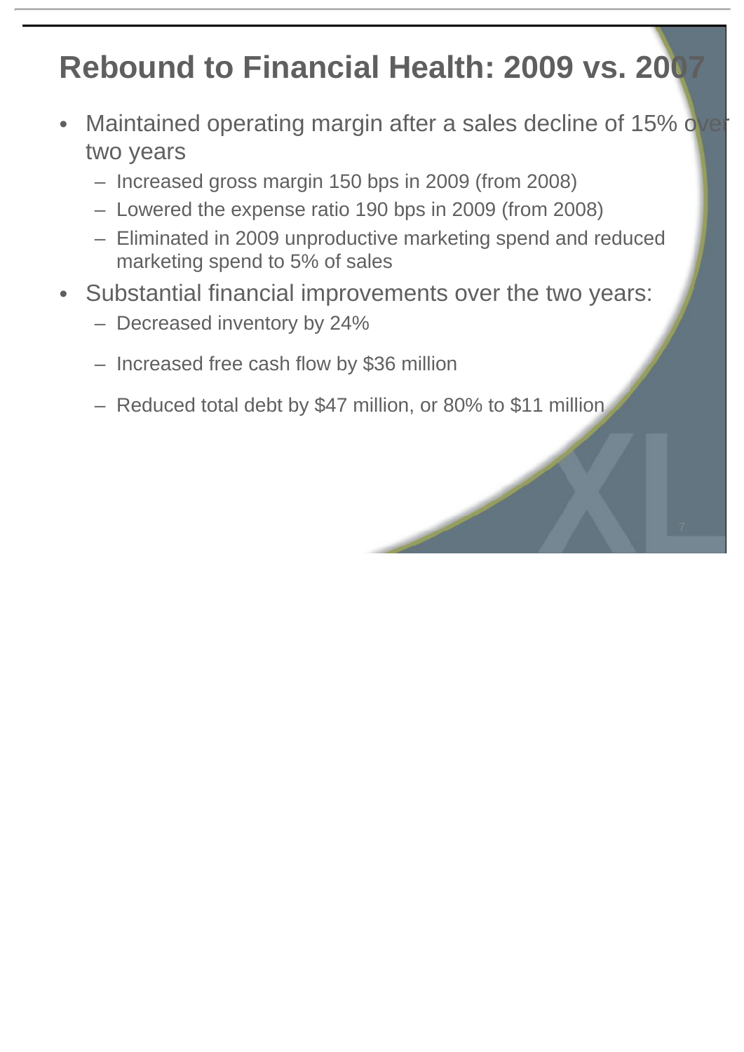# Rebound to Financial Health: 2009 vs. 2007

- Maintained operating margin after a sales decline of 15% over two years
  - Increased gross margin 150 bps in 2009 (from 2008)
  - Lowered the expense ratio 190 bps in 2009 (from 2008)
  - Eliminated in 2009 unproductive marketing spend and reduced marketing spend to 5% of sales
- Substantial financial improvements over the two years:
  - Decreased inventory by 24%
  - Increased free cash flow by $36 million
  - Reduced total debt by $47 million, or 80% to $11 million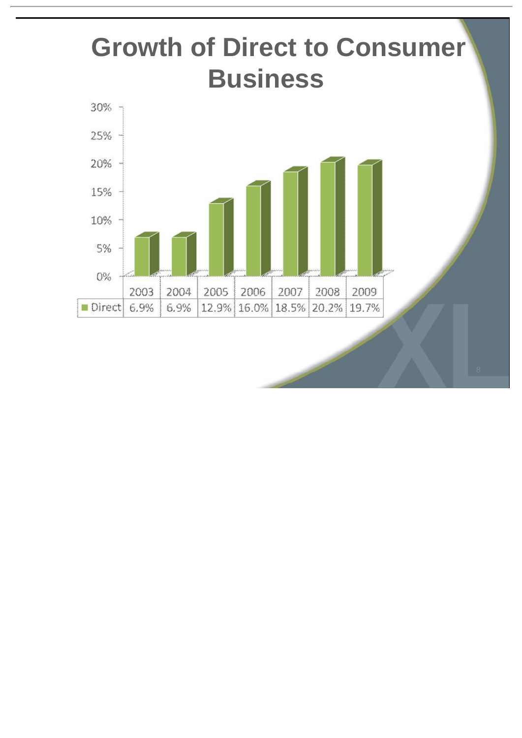# Growth of Direct to Consumer Business

| | 2003 | 2004 | 2005 | 2006 | 2007 | 2008 | 2009 |
|---|---|---|---|---|---|---|---|
| Direct | 6.9% | 6.9% | 12.9% | 16.0% | 18.5% | 20.2% | 19.7% |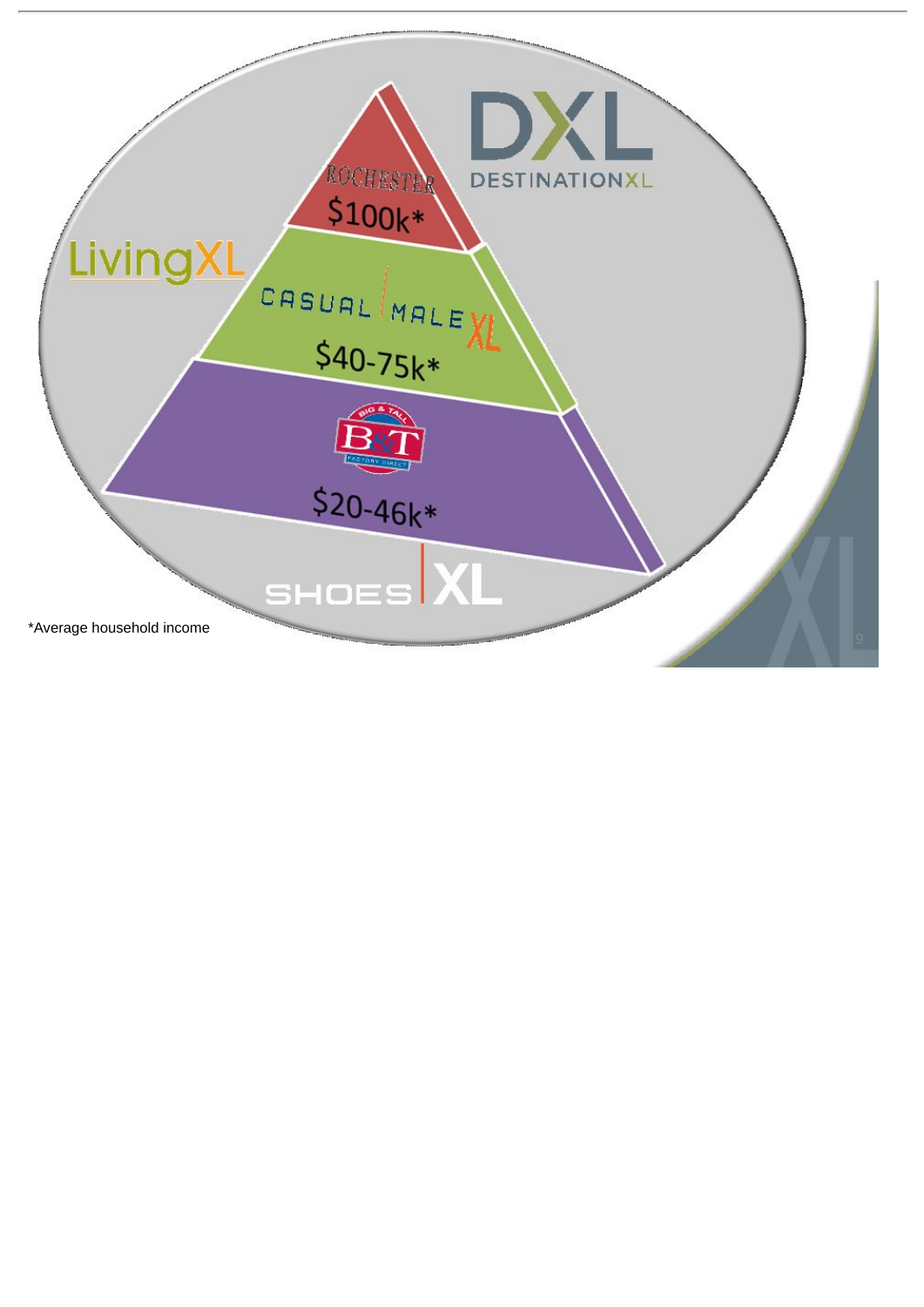DXL

DESTINATIONXL

LivingXL

ROCHESTER

$100k*

CASUAL | MALE XL

$40-75k*

BIG & TALL B&T FACTORY DIRECT

$20-46k*

SHOES | XL

*Average household income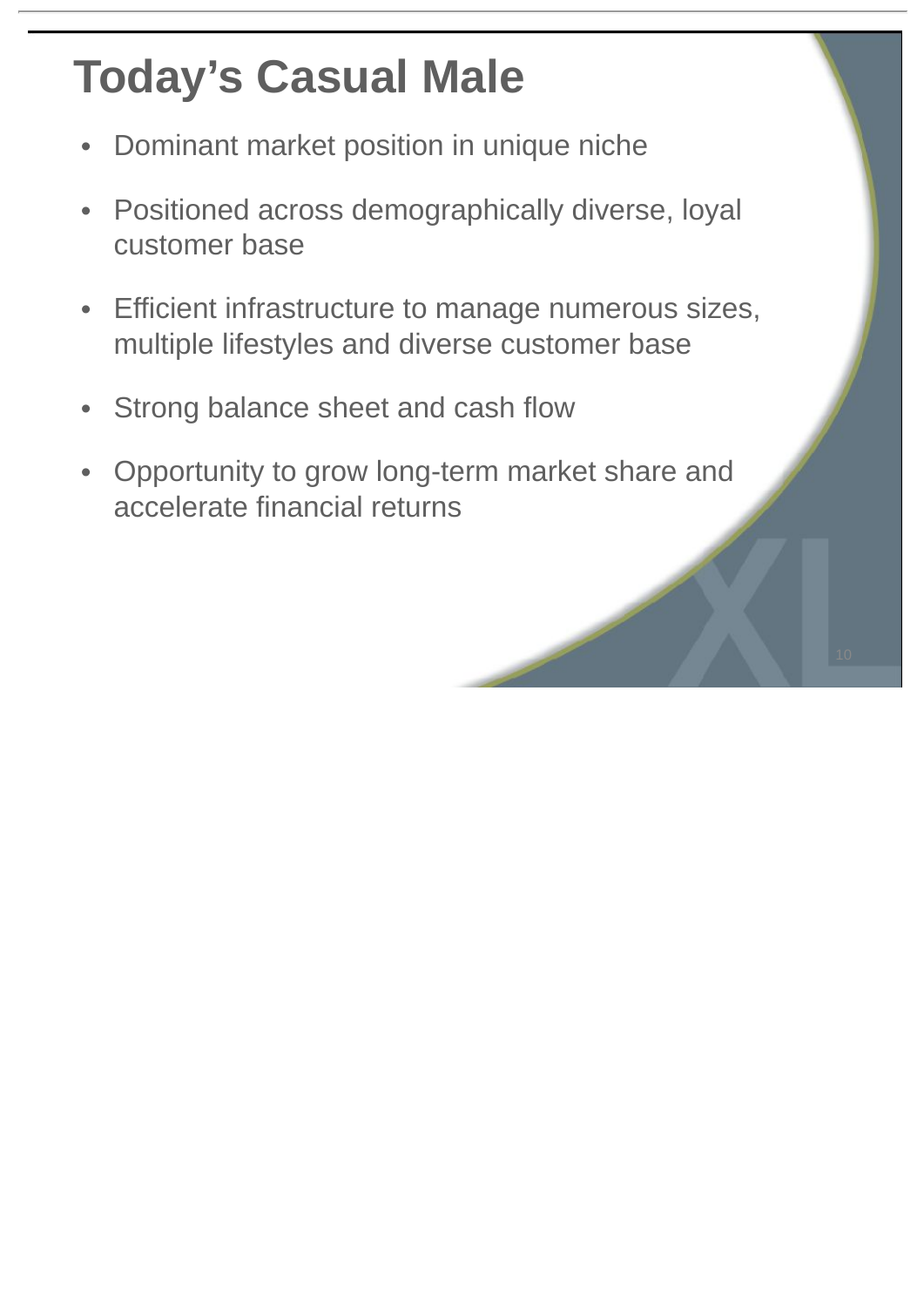# Today's Casual Male

- Dominant market position in unique niche
- Positioned across demographically diverse, loyal customer base
- Efficient infrastructure to manage numerous sizes, multiple lifestyles and diverse customer base
- Strong balance sheet and cash flow
- Opportunity to grow long-term market share and accelerate financial returns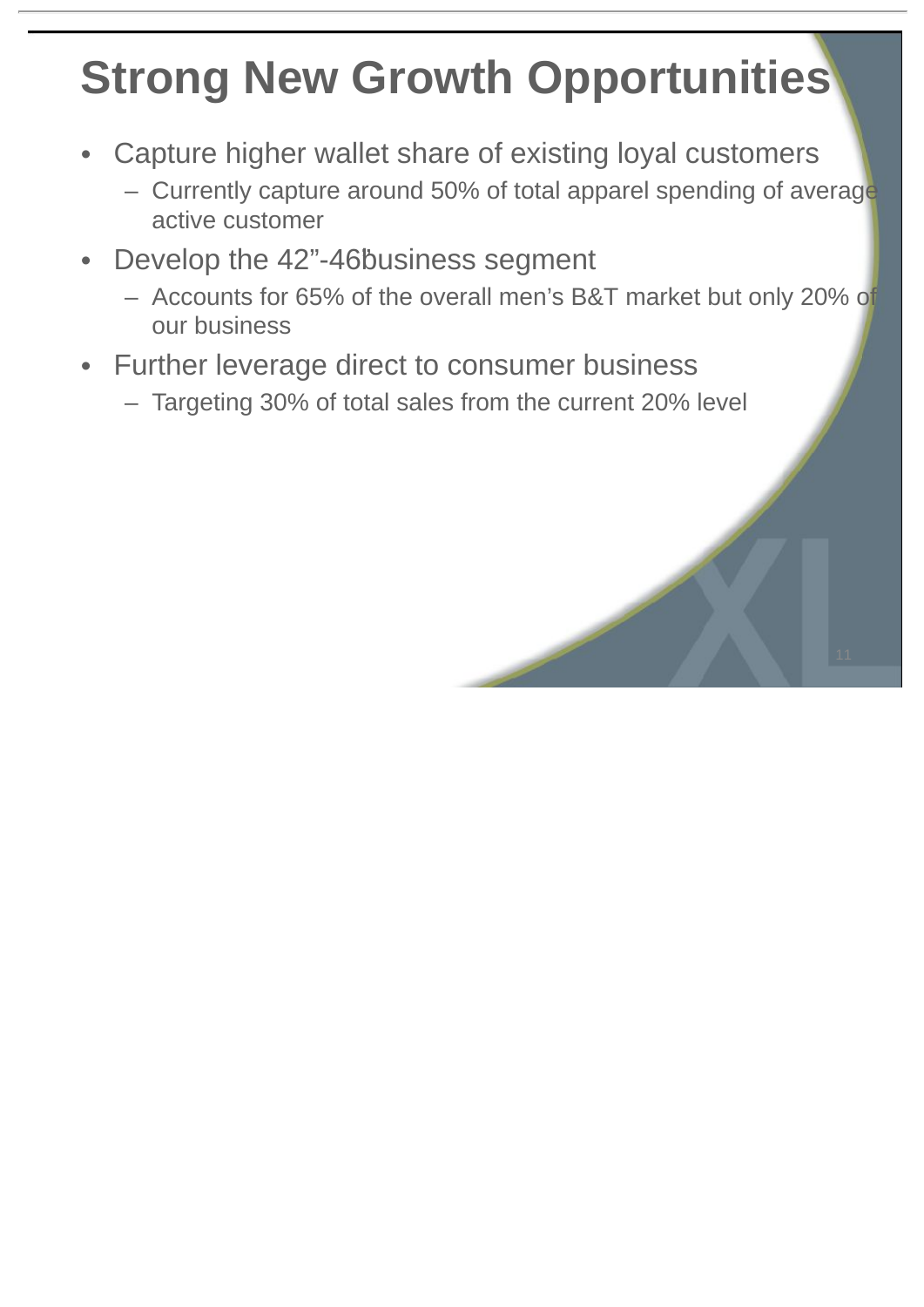# Strong New Growth Opportunities

- Capture higher wallet share of existing loyal customers
  - Currently capture around 50% of total apparel spending of average active customer
- Develop the 42"-46" business segment
  - Accounts for 65% of the overall men's B&T market but only 20% of our business
- Further leverage direct to consumer business
  - Targeting 30% of total sales from the current 20% level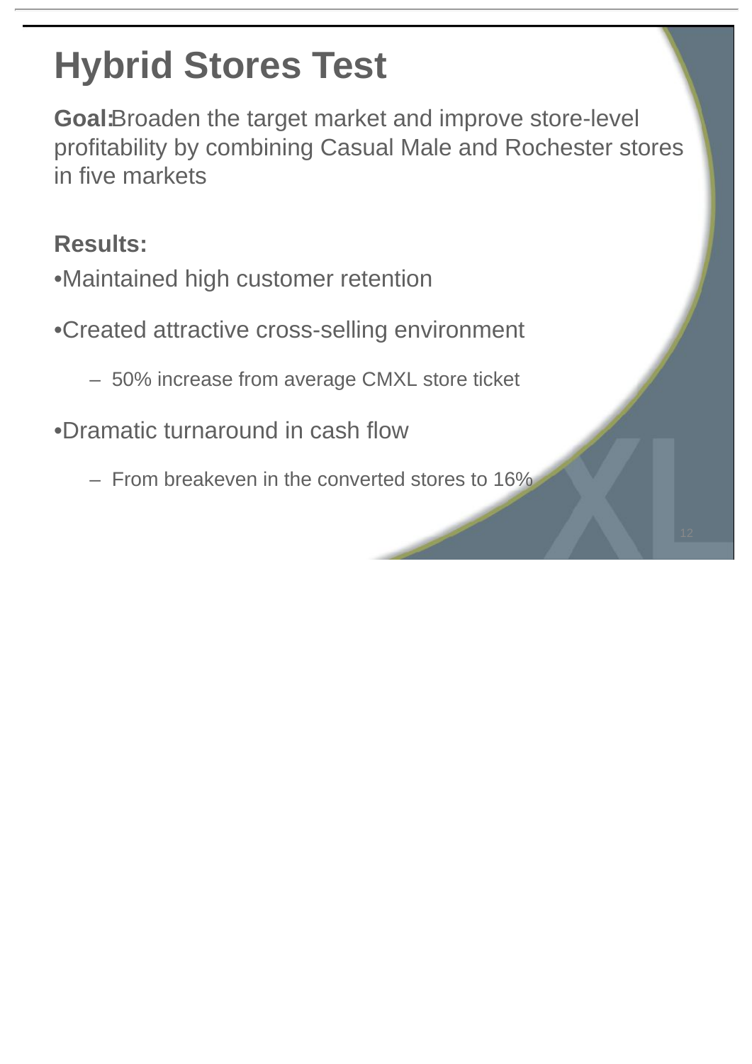# Hybrid Stores Test

**Goal:** Broaden the target market and improve store-level profitability by combining Casual Male and Rochester stores in five markets

**Results:**

- Maintained high customer retention
- Created attractive cross-selling environment
  - 50% increase from average CMXL store ticket
- Dramatic turnaround in cash flow
  - From breakeven in the converted stores to 16%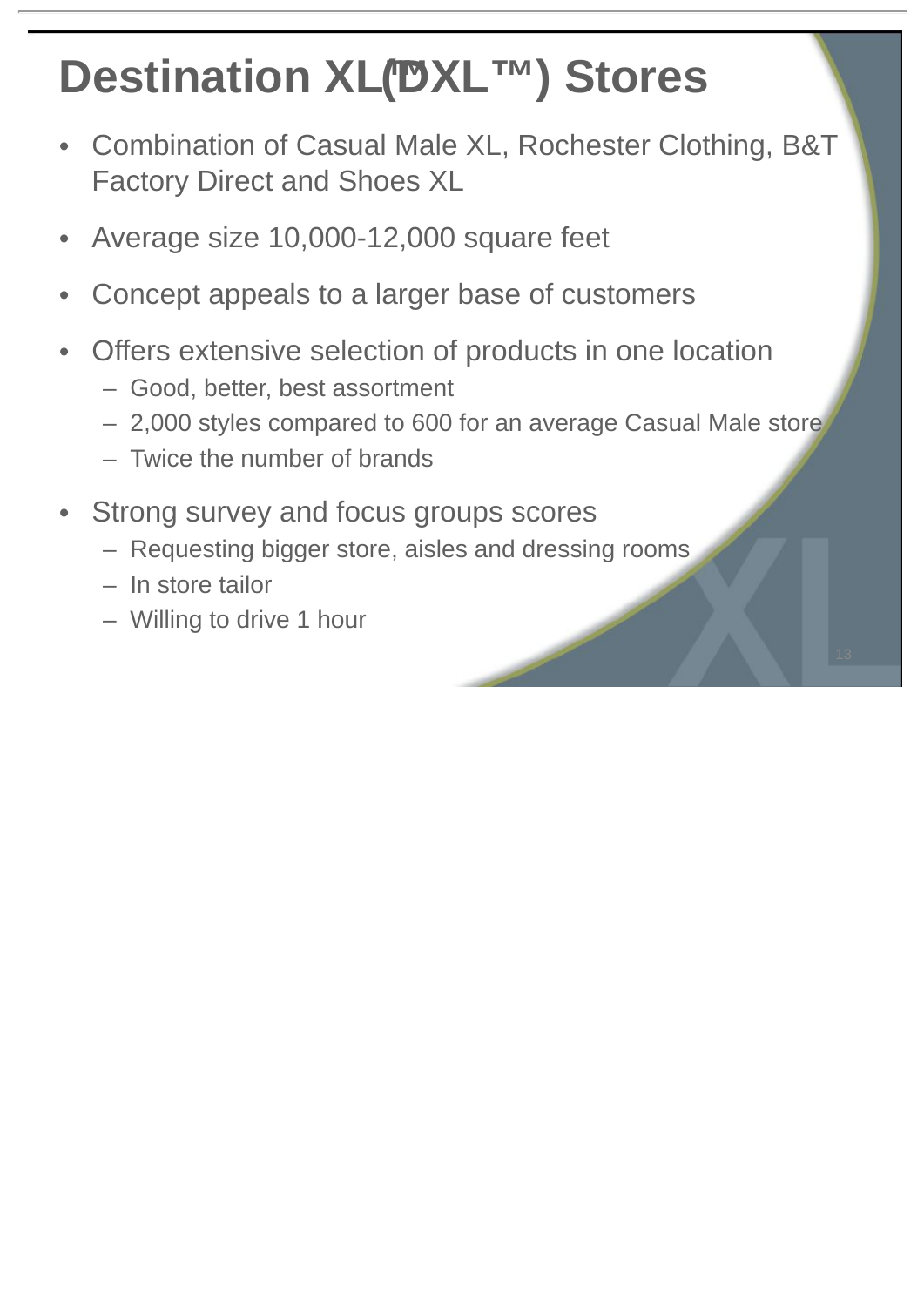# Destination XL (DXL™) Stores

- Combination of Casual Male XL, Rochester Clothing, B&T Factory Direct and Shoes XL
- Average size 10,000-12,000 square feet
- Concept appeals to a larger base of customers
- Offers extensive selection of products in one location
  - Good, better, best assortment
  - 2,000 styles compared to 600 for an average Casual Male store
  - Twice the number of brands
- Strong survey and focus groups scores
  - Requesting bigger store, aisles and dressing rooms
  - In store tailor
  - Willing to drive 1 hour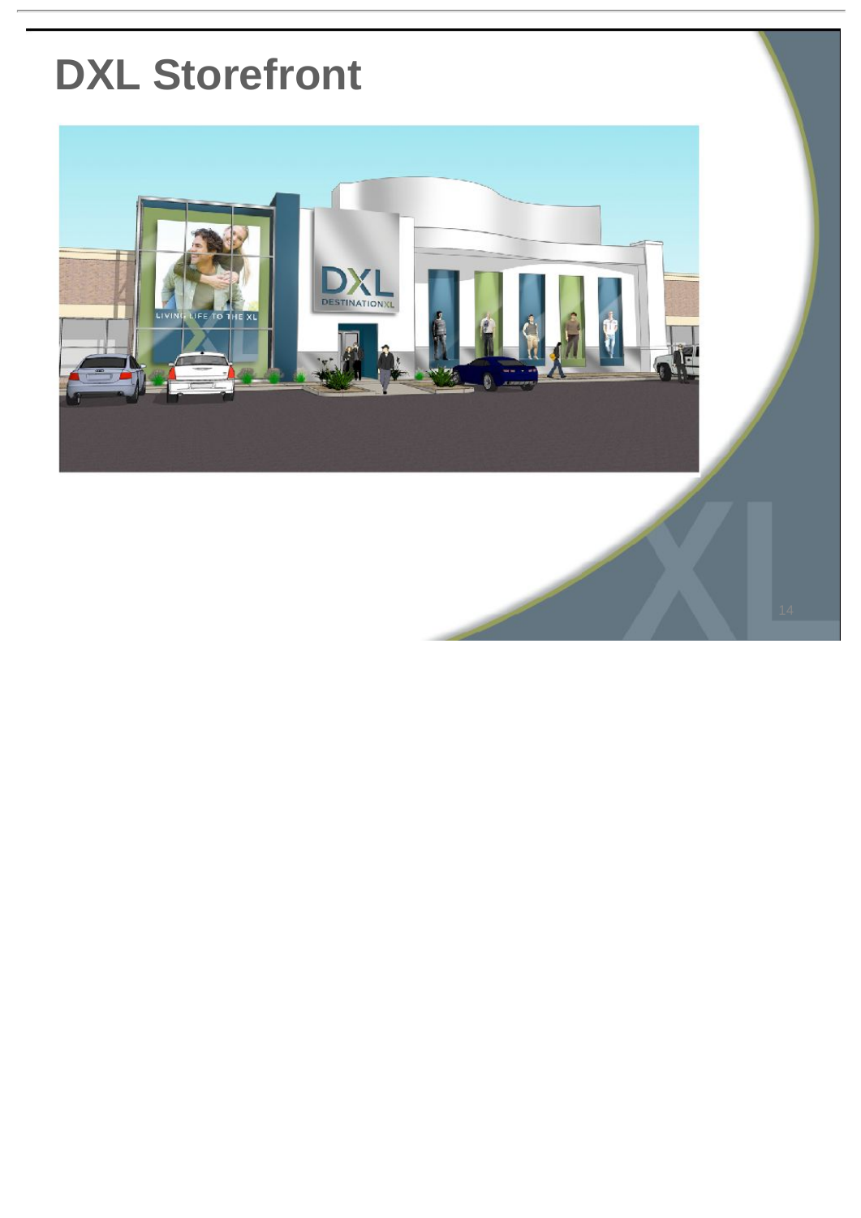# DXL Storefront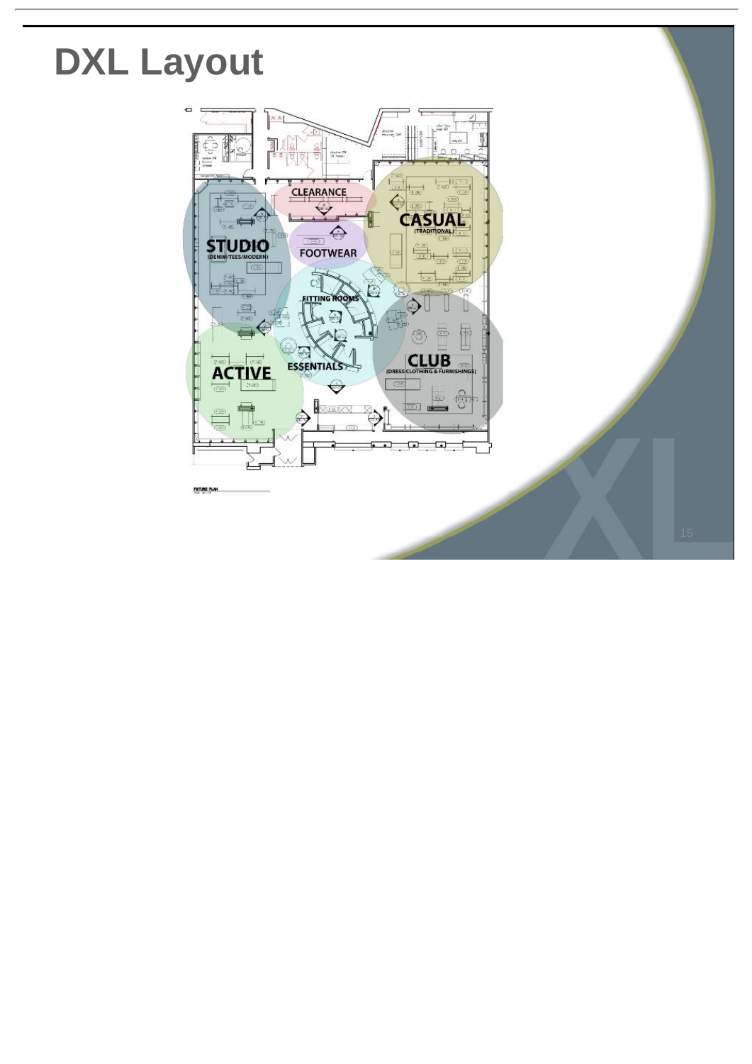# DXL Layout

CLEARANCE

CASUAL
(TRADITIONAL)

STUDIO
(DENIM/TEES/MODERN)

FOOTWEAR

FITTING ROOMS

ACTIVE

ESSENTIALS

CLUB
(DRESS CLOTHING & FURNISHINGS)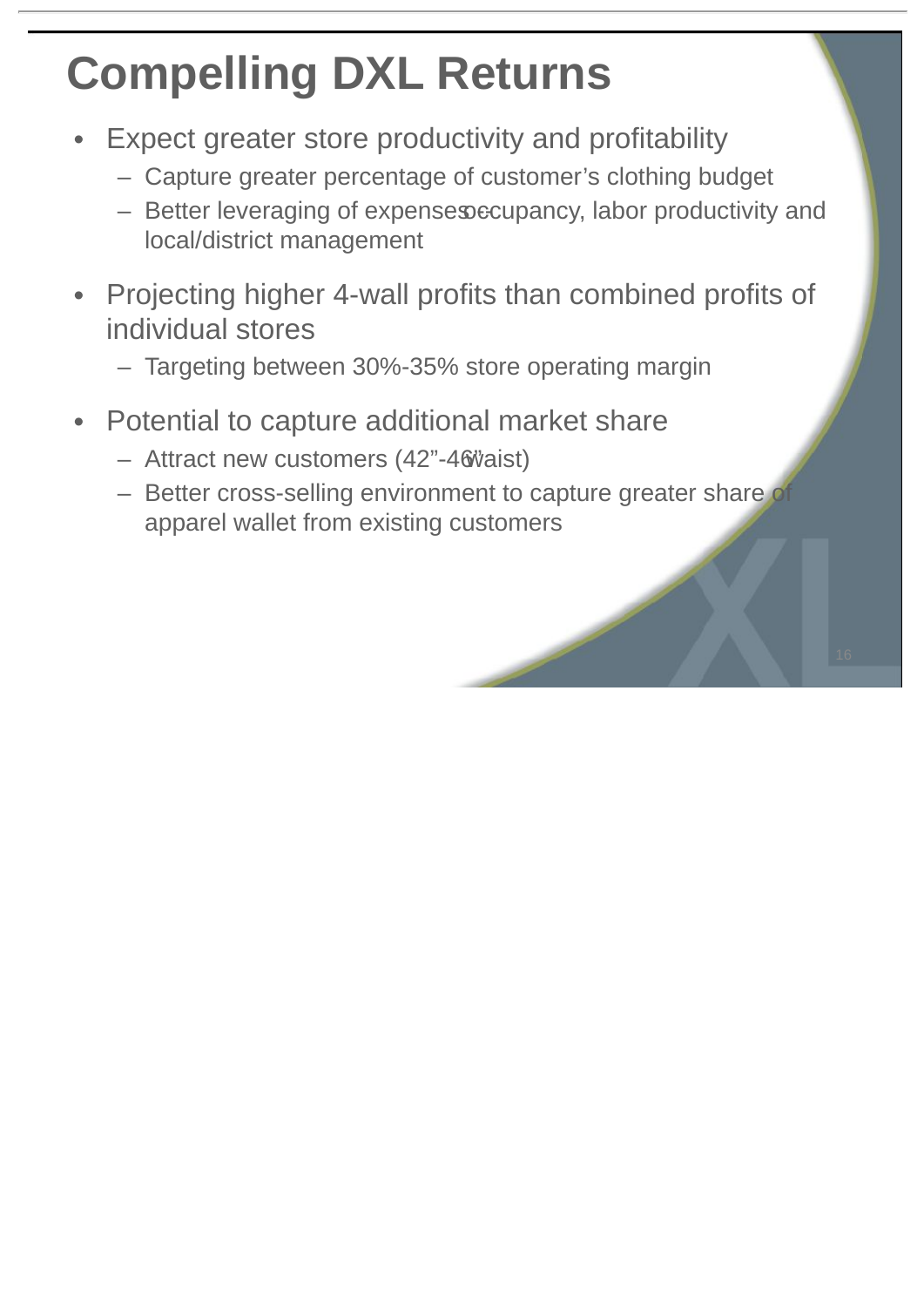# Compelling DXL Returns

- Expect greater store productivity and profitability
  - Capture greater percentage of customer's clothing budget
  - Better leveraging of expenses -- occupancy, labor productivity and local/district management
- Projecting higher 4-wall profits than combined profits of individual stores
  - Targeting between 30%-35% store operating margin
- Potential to capture additional market share
  - Attract new customers (42"-46" waist)
  - Better cross-selling environment to capture greater share of apparel wallet from existing customers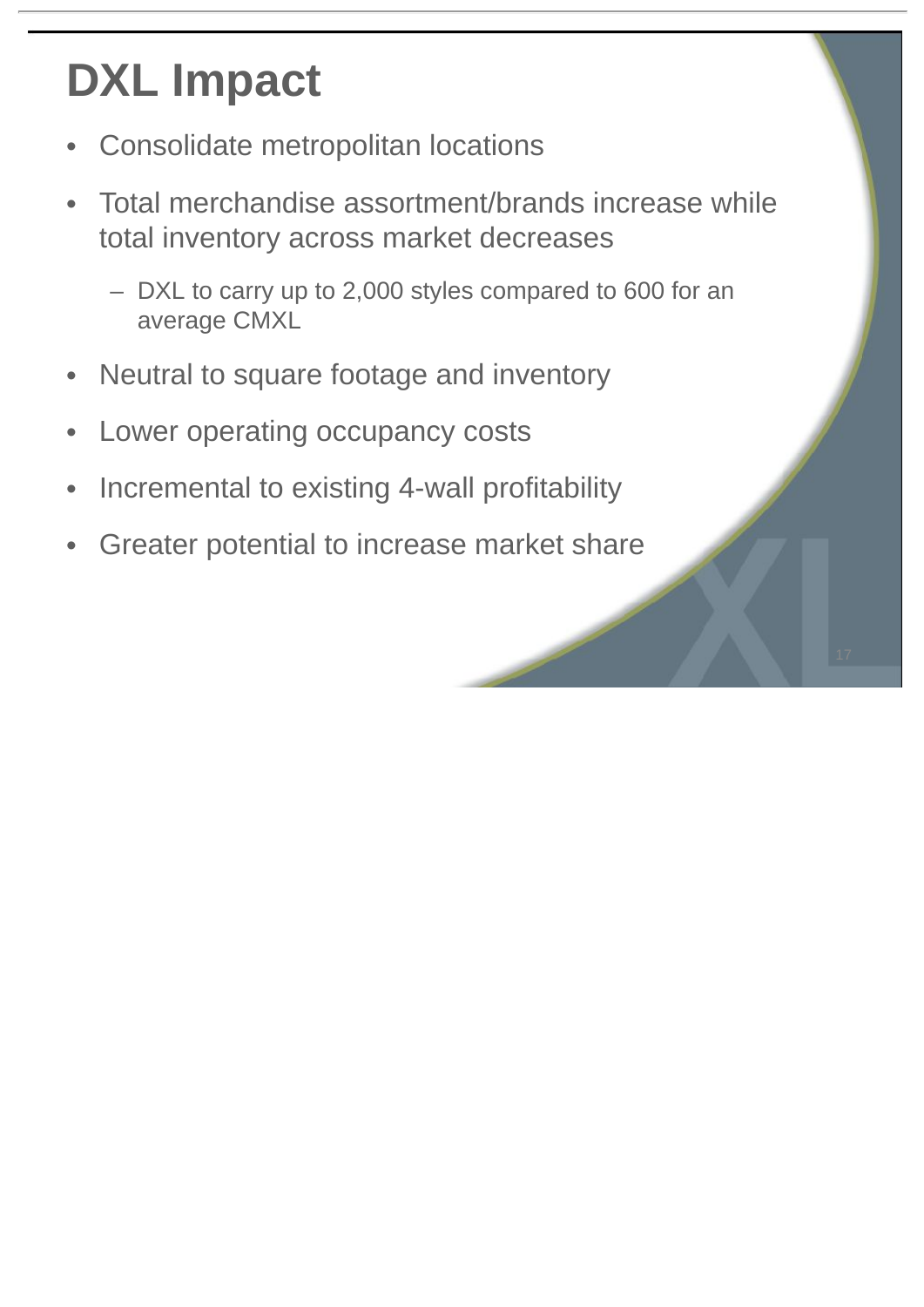# DXL Impact

- Consolidate metropolitan locations
- Total merchandise assortment/brands increase while total inventory across market decreases
  - DXL to carry up to 2,000 styles compared to 600 for an average CMXL
- Neutral to square footage and inventory
- Lower operating occupancy costs
- Incremental to existing 4-wall profitability
- Greater potential to increase market share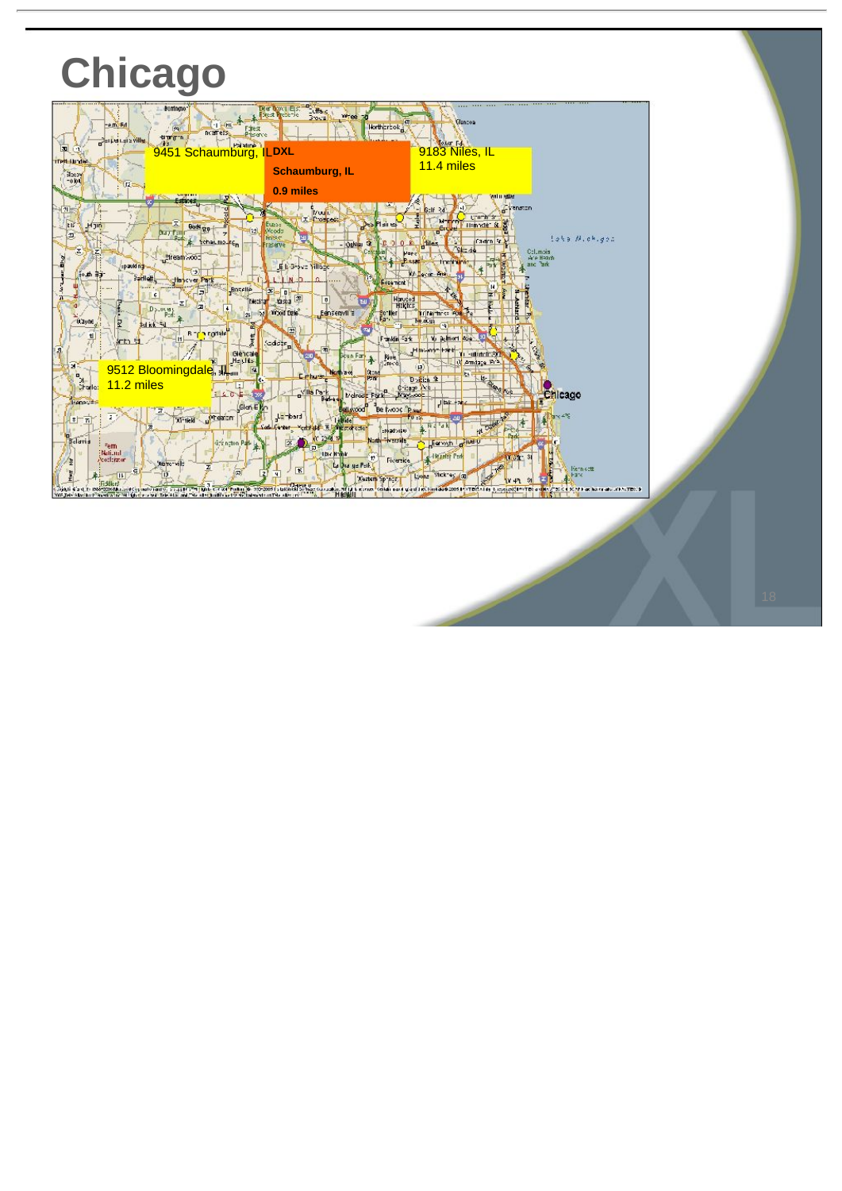# Chicago

9451 Schaumburg, IL

DXL

**Schaumburg, IL**

**0.9 miles**

9183 Niles, IL
11.4 miles

9512 Bloomingdale, IL
11.2 miles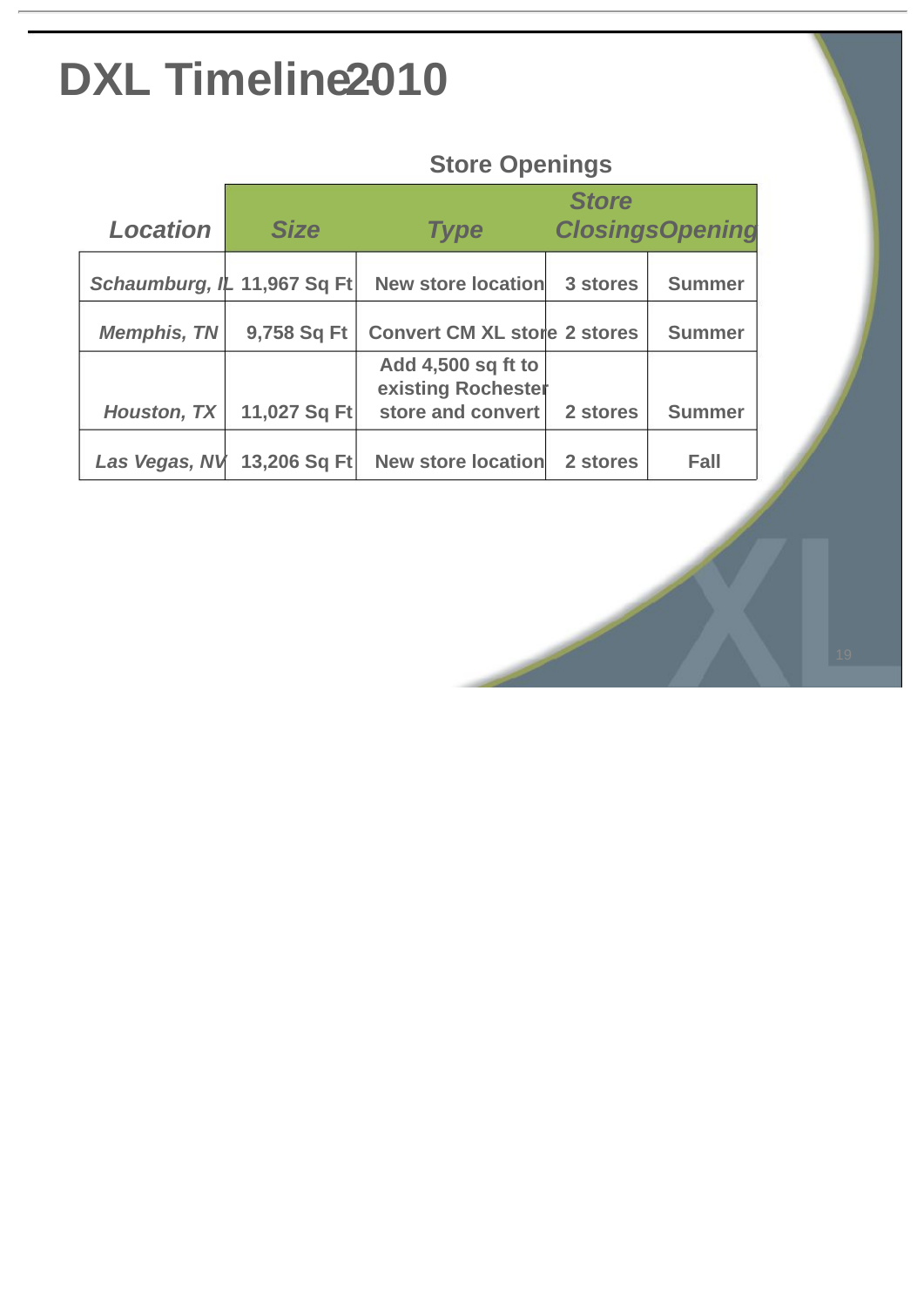# DXL Timeline 2010

### Store Openings

| *Location* | *Size* | *Type* | *Store Closings* | *Opening* |
|---|---|---|---|---|
| *Schaumburg, IL* | 11,967 Sq Ft | New store location | 3 stores | Summer |
| *Memphis, TN* | 9,758 Sq Ft | Convert CM XL store | 2 stores | Summer |
| *Houston, TX* | 11,027 Sq Ft | Add 4,500 sq ft to existing Rochester store and convert | 2 stores | Summer |
| *Las Vegas, NV* | 13,206 Sq Ft | New store location | 2 stores | Fall |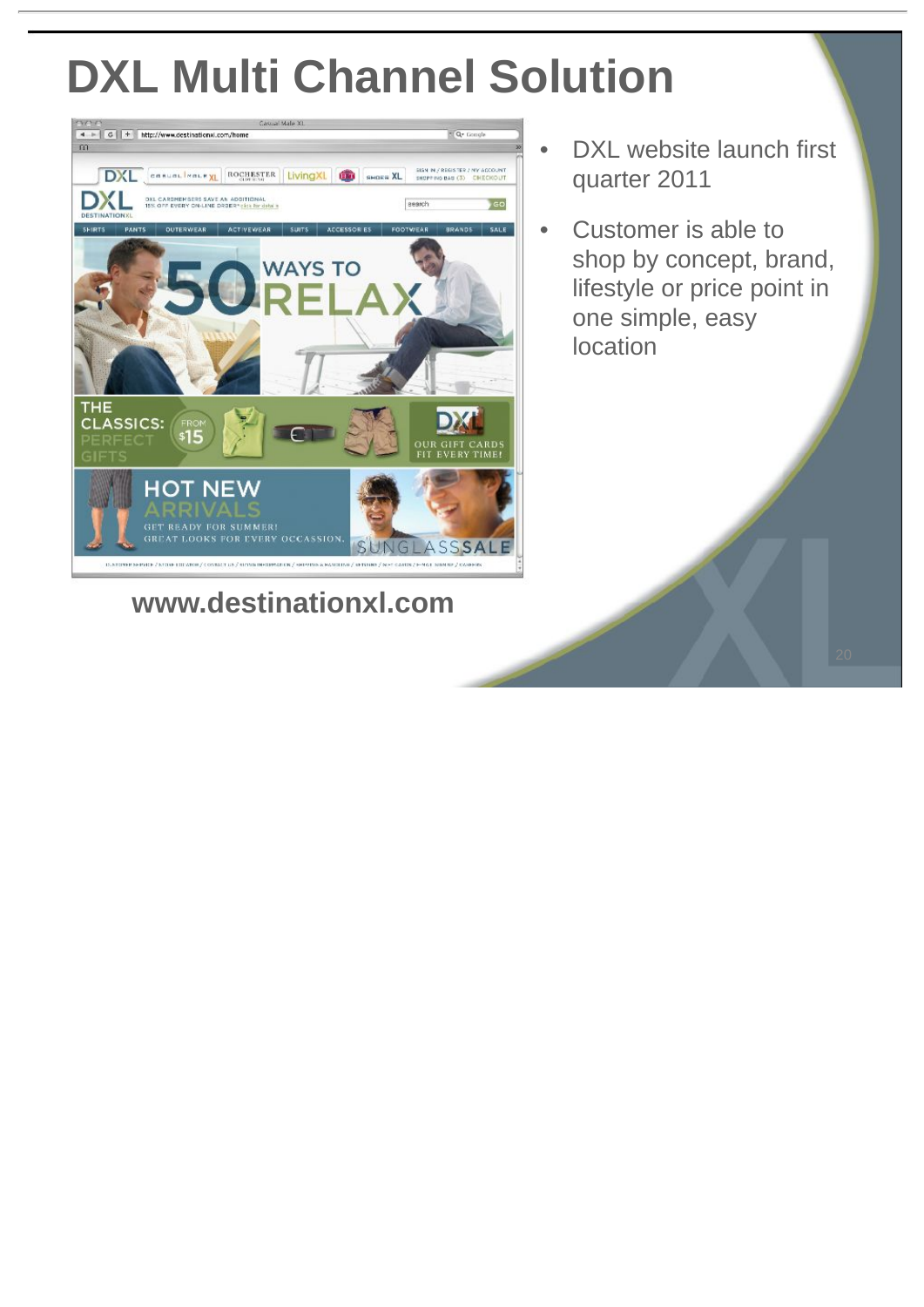# DXL Multi Channel Solution

- DXL website launch first quarter 2011
- Customer is able to shop by concept, brand, lifestyle or price point in one simple, easy location

www.destinationxl.com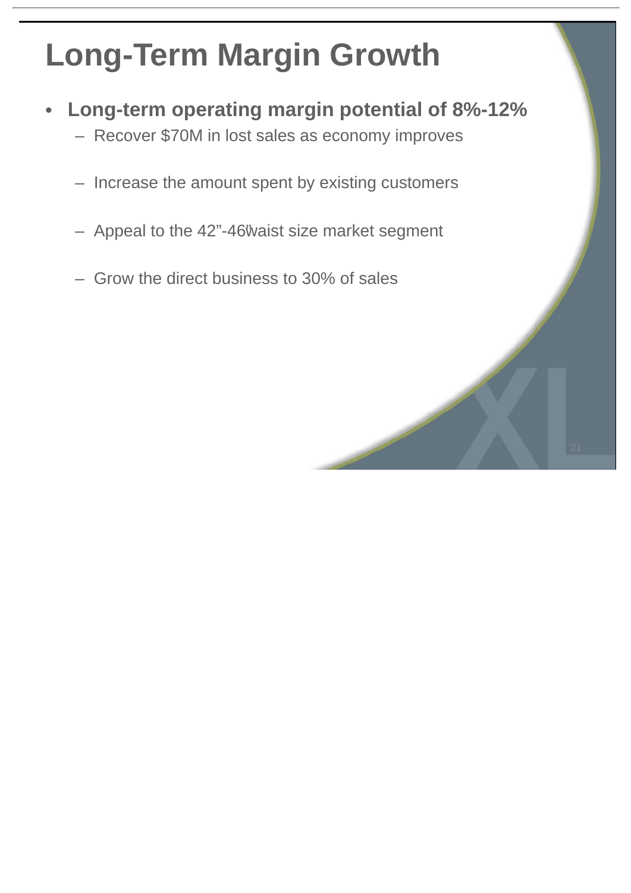# Long-Term Margin Growth

- **Long-term operating margin potential of 8%-12%**
  - Recover $70M in lost sales as economy improves
  - Increase the amount spent by existing customers
  - Appeal to the 42”-46” waist size market segment
  - Grow the direct business to 30% of sales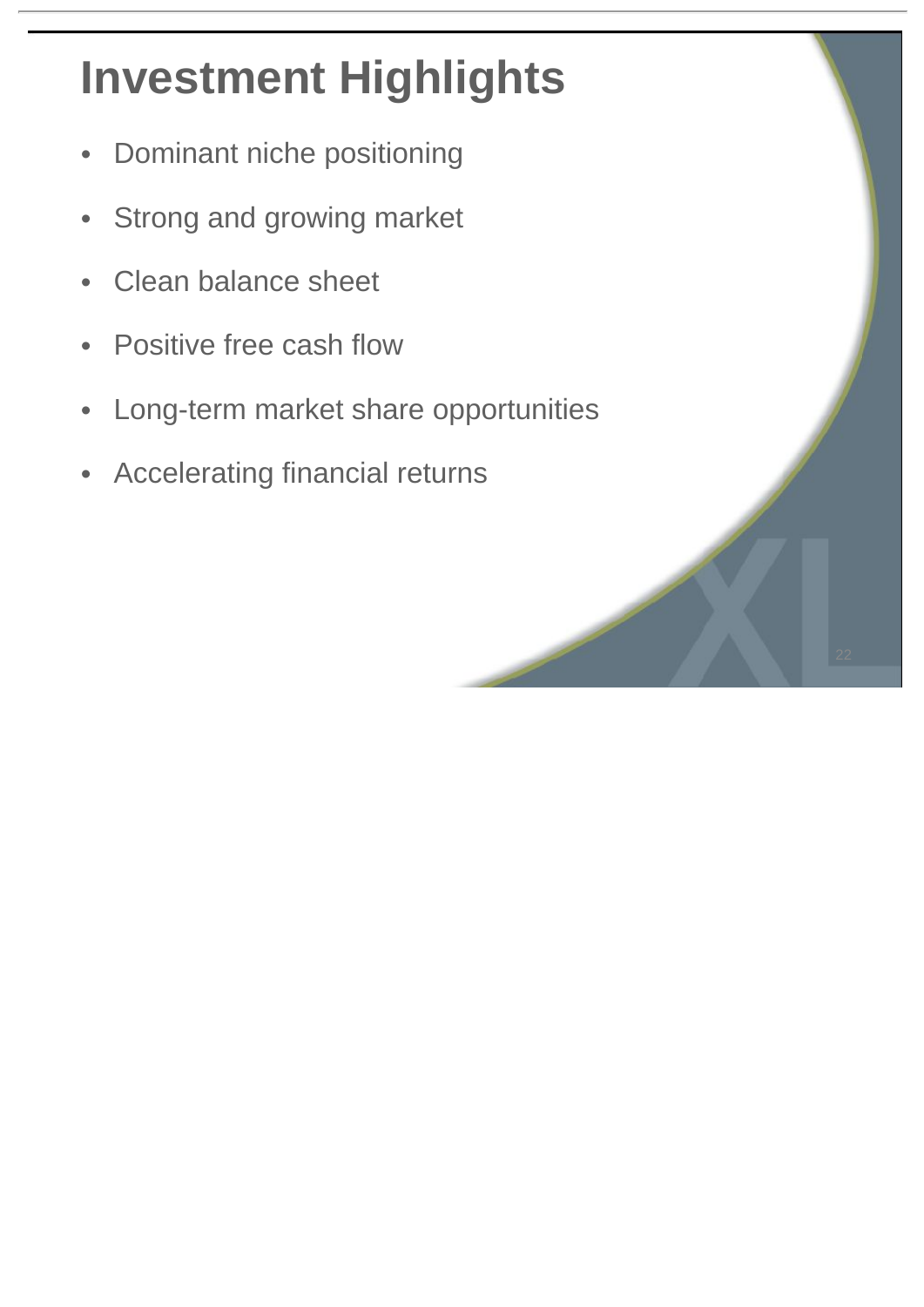# Investment Highlights

- Dominant niche positioning
- Strong and growing market
- Clean balance sheet
- Positive free cash flow
- Long-term market share opportunities
- Accelerating financial returns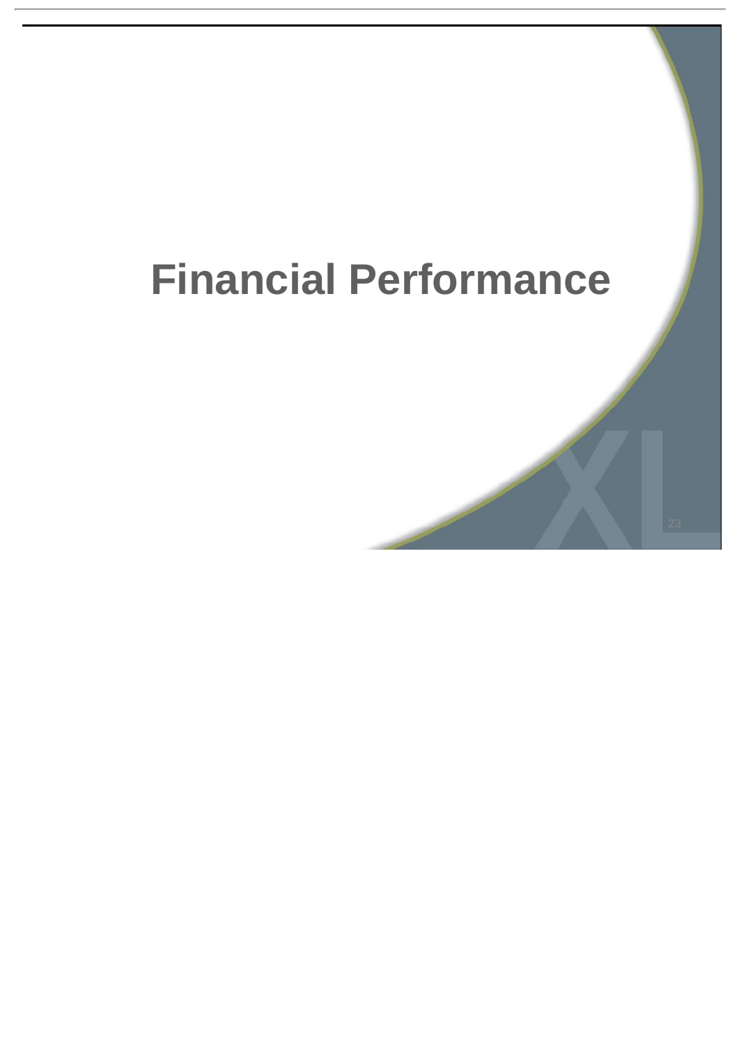# Financial Performance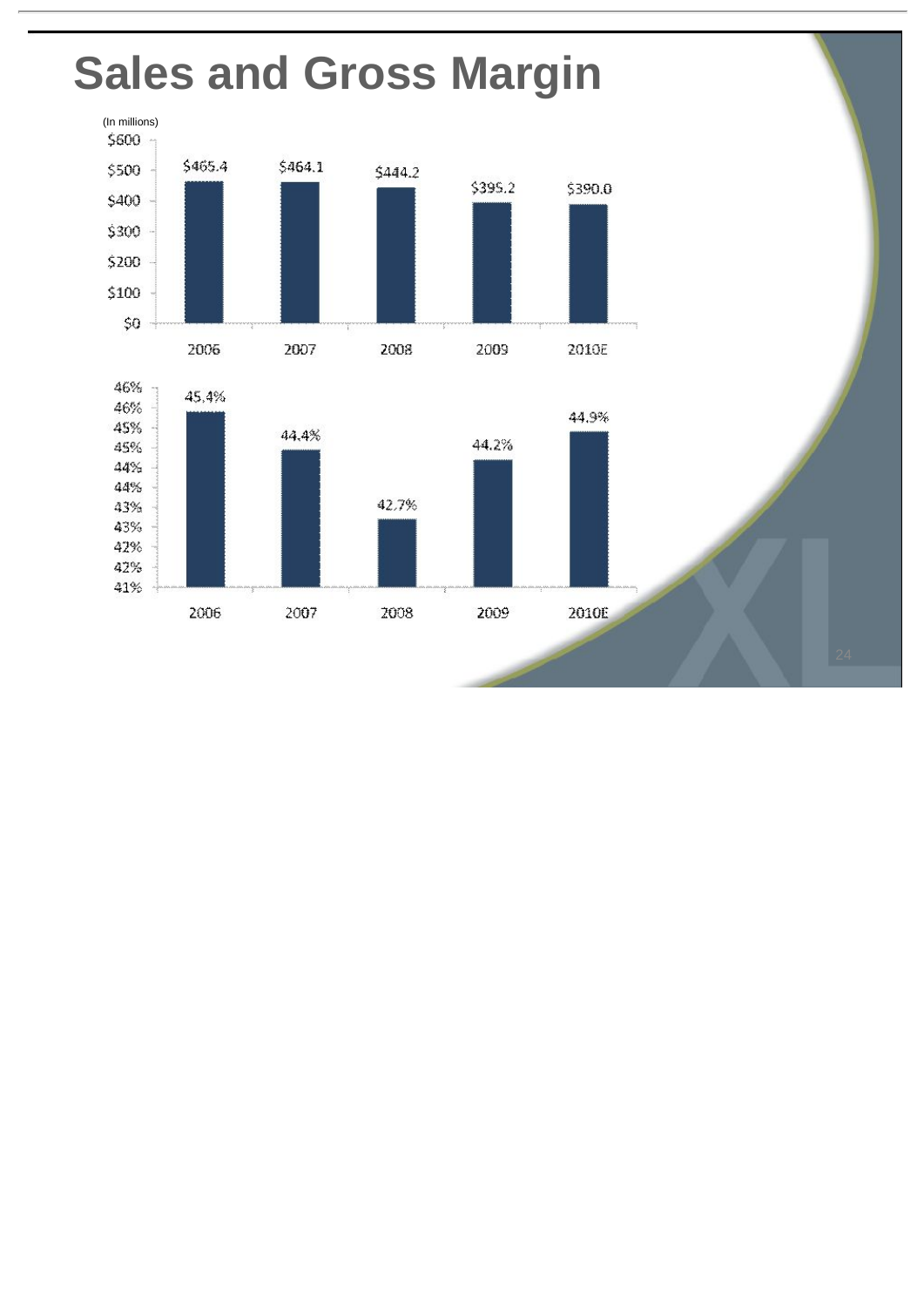# Sales and Gross Margin

(In millions)

| | 2006 | 2007 | 2008 | 2009 | 2010E |
|---|---|---|---|---|---|
| Sales | $465.4 | $464.1 | $444.2 | $395.2 | $390.0 |
| Gross Margin | 45.4% | 44.4% | 42.7% | 44.2% | 44.9% |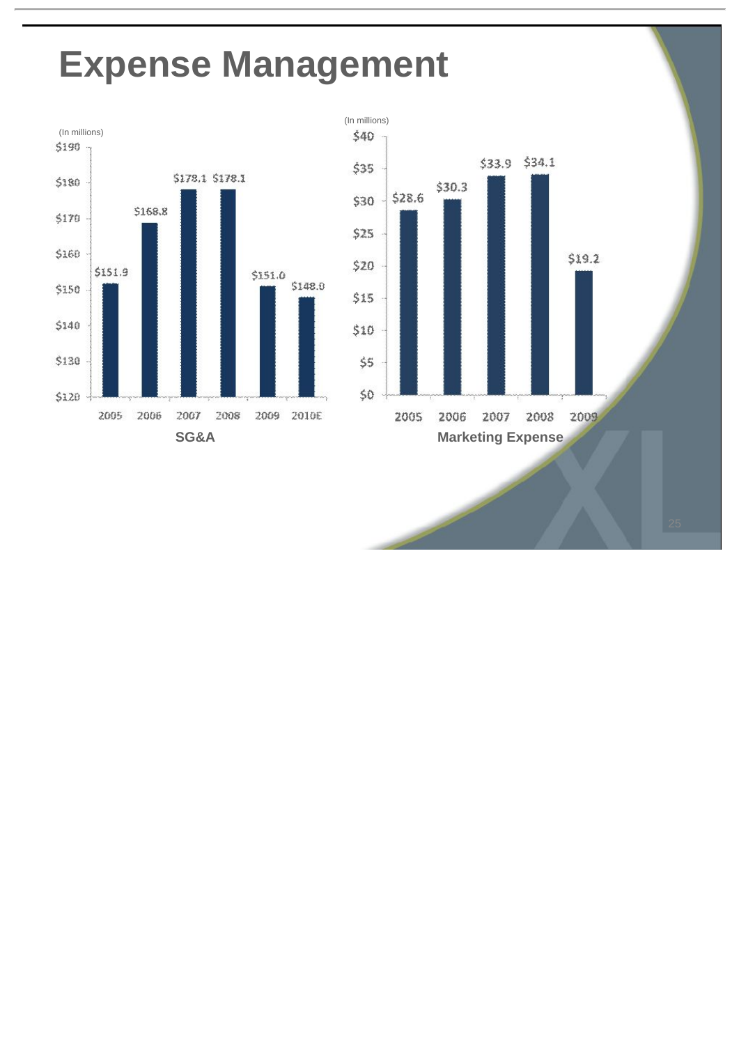# Expense Management

**SG&A** (In millions)

| Year | SG&A |
|---|---|
| 2005 | $151.9 |
| 2006 | $168.8 |
| 2007 | $178.1 |
| 2008 | $178.1 |
| 2009 | $151.0 |
| 2010E | $148.0 |

**Marketing Expense** (In millions)

| Year | Marketing Expense |
|---|---|
| 2005 | $28.6 |
| 2006 | $30.3 |
| 2007 | $33.9 |
| 2008 | $34.1 |
| 2009 | $19.2 |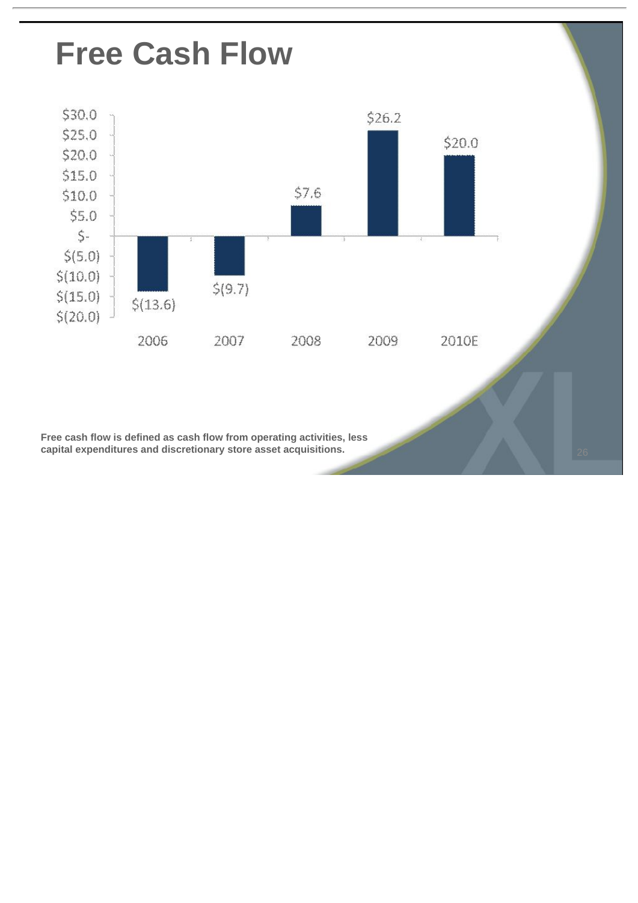# Free Cash Flow

| | 2006 | 2007 | 2008 | 2009 | 2010E |
|---|---|---|---|---|---|
| Free Cash Flow | $(13.6) | $(9.7) | $7.6 | $26.2 | $20.0 |

**Free cash flow is defined as cash flow from operating activities, less capital expenditures and discretionary store asset acquisitions.**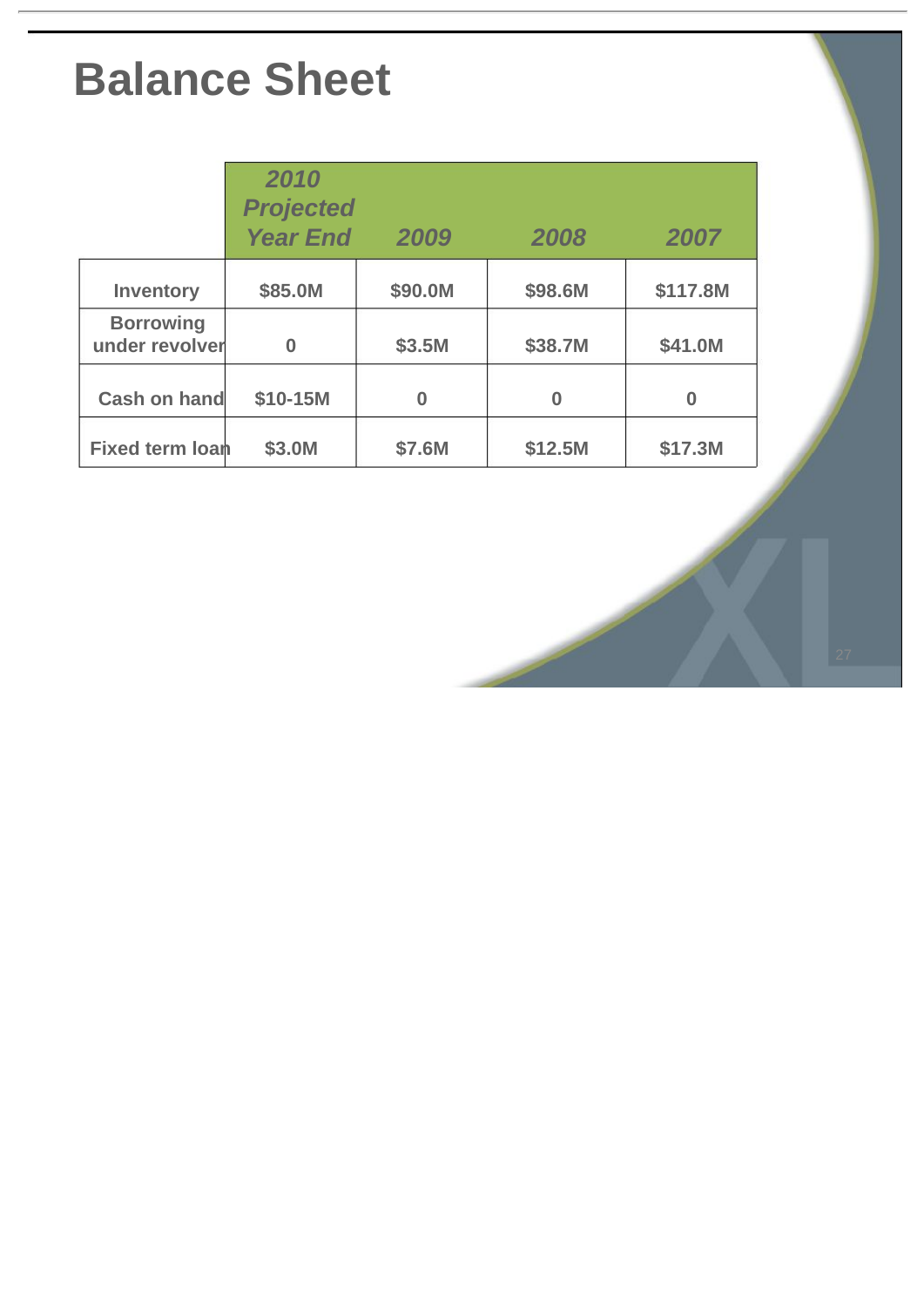# Balance Sheet

| | 2010 Projected Year End | 2009 | 2008 | 2007 |
|---|---|---|---|---|
| Inventory | $85.0M | $90.0M | $98.6M | $117.8M |
| Borrowing under revolver | 0 | $3.5M | $38.7M | $41.0M |
| Cash on hand | $10-15M | 0 | 0 | 0 |
| Fixed term loan | $3.0M | $7.6M | $12.5M | $17.3M |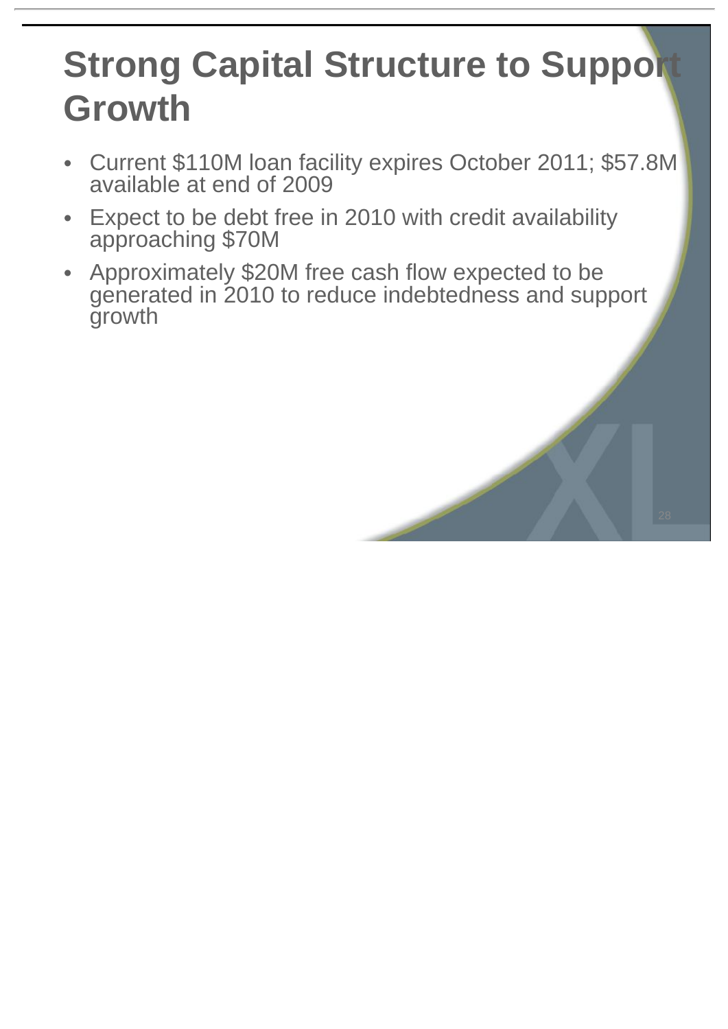# Strong Capital Structure to Support Growth

- Current \$110M loan facility expires October 2011; \$57.8M available at end of 2009
- Expect to be debt free in 2010 with credit availability approaching \$70M
- Approximately \$20M free cash flow expected to be generated in 2010 to reduce indebtedness and support growth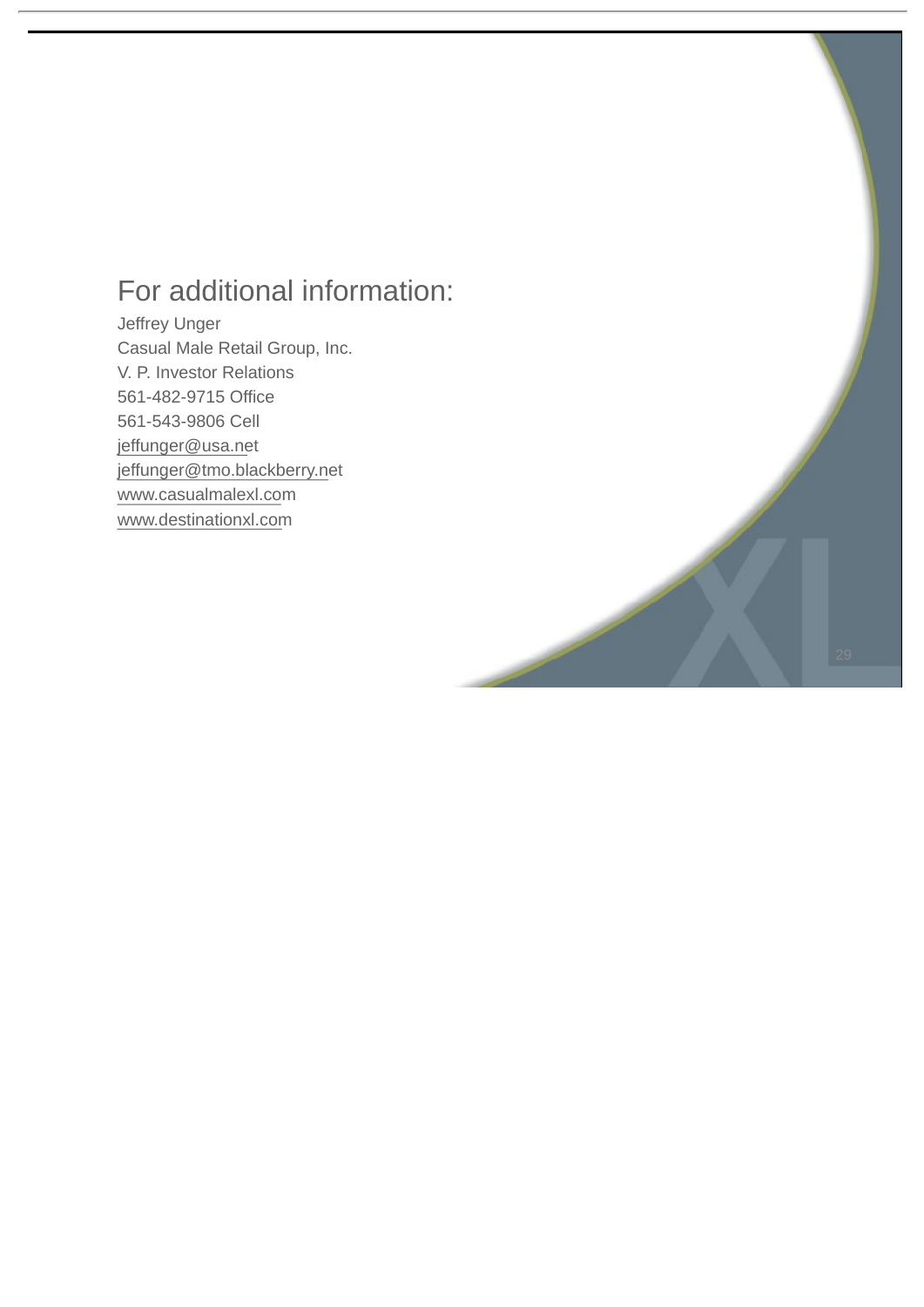## For additional information:

Jeffrey Unger
Casual Male Retail Group, Inc.
V. P. Investor Relations
561-482-9715 Office
561-543-9806 Cell
jeffunger@usa.net
jeffunger@tmo.blackberry.net
www.casualmalexl.com
www.destinationxl.com